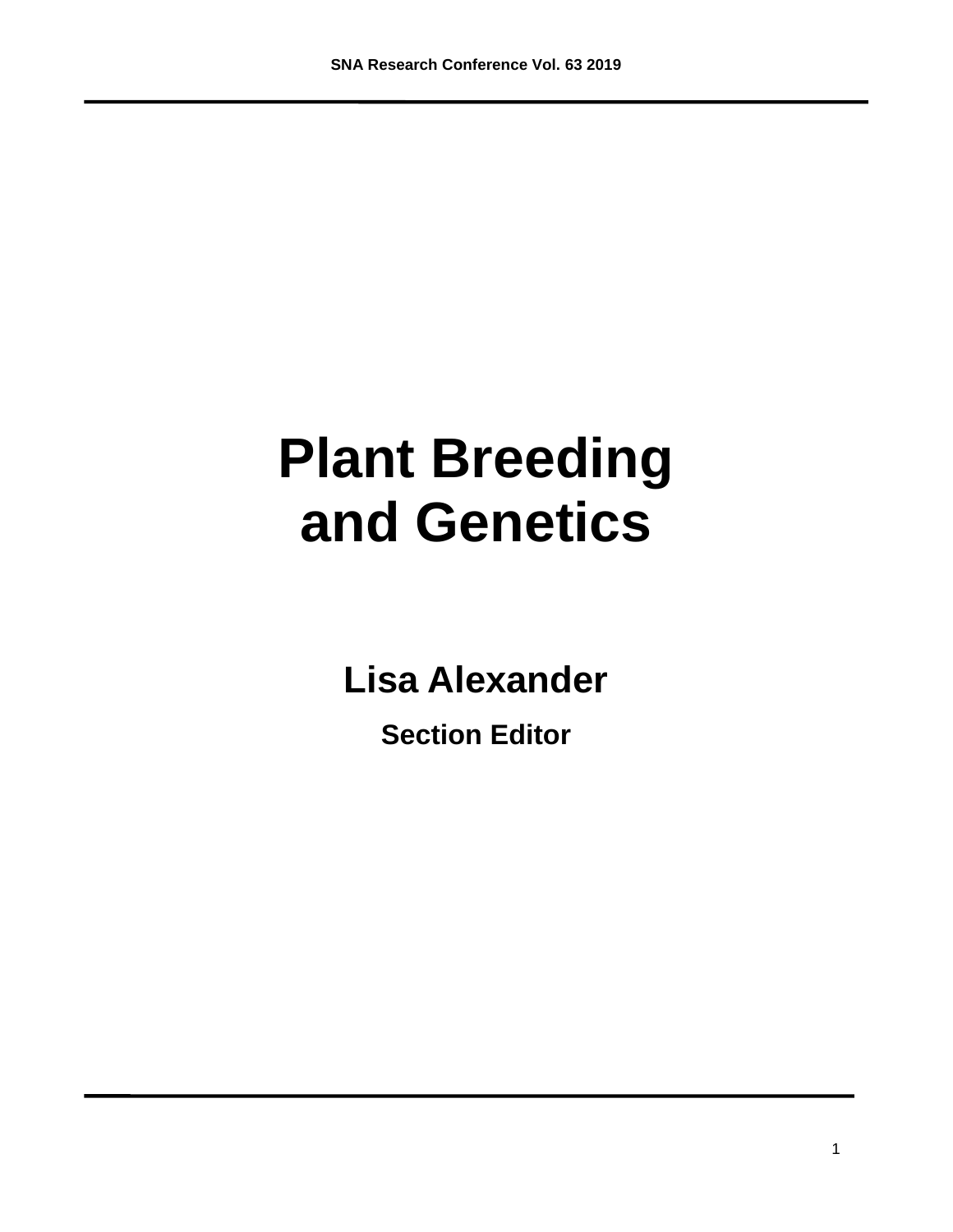# Plant Breeding and Genetics

## Lisa Alexander

### Section Editor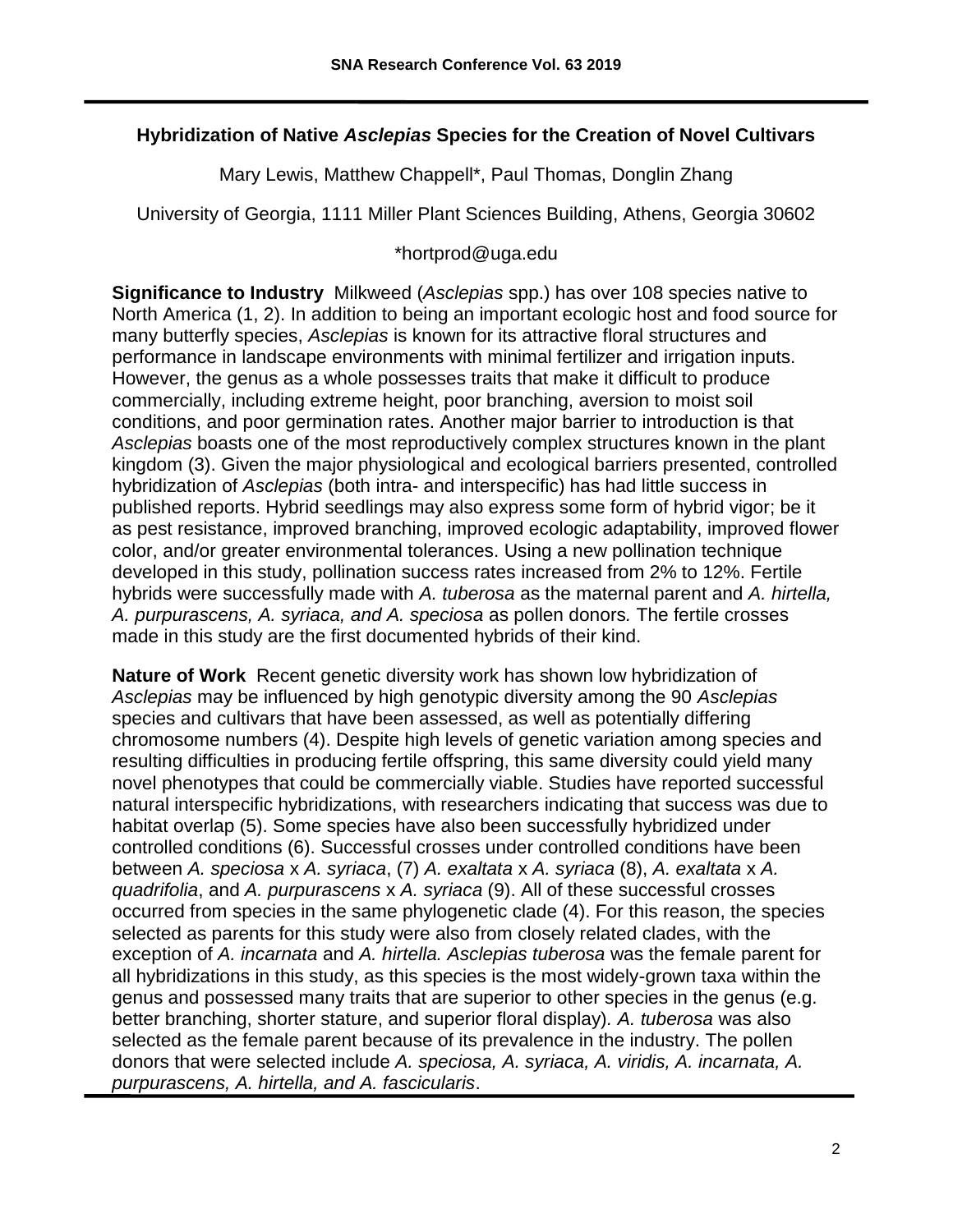## Hybridization of Native *Asclepias* Species for the Creation of Novel Cultivars

Mary Lewis, Matthew Chappell*, Paul Thomas, Donglin Zhang

University of Georgia, 1111 Miller Plant Sciences Building, Athens, Georgia 30602

*hortprod@uga.edu

**Significance to Industry** Milkweed (*Asclepias* spp.) has over 108 species native to North America (1, 2). In addition to being an important ecologic host and food source for many butterfly species, *Asclepias* is known for its attractive floral structures and performance in landscape environments with minimal fertilizer and irrigation inputs. However, the genus as a whole possesses traits that make it difficult to produce commercially, including extreme height, poor branching, aversion to moist soil conditions, and poor germination rates. Another major barrier to introduction is that *Asclepias* boasts one of the most reproductively complex structures known in the plant kingdom (3). Given the major physiological and ecological barriers presented, controlled hybridization of *Asclepias* (both intra- and interspecific) has had little success in published reports. Hybrid seedlings may also express some form of hybrid vigor; be it as pest resistance, improved branching, improved ecologic adaptability, improved flower color, and/or greater environmental tolerances. Using a new pollination technique developed in this study, pollination success rates increased from 2% to 12%. Fertile hybrids were successfully made with *A. tuberosa* as the maternal parent and *A. hirtella, A. purpurascens, A. syriaca, and A. speciosa* as pollen donors. The fertile crosses made in this study are the first documented hybrids of their kind.

**Nature of Work** Recent genetic diversity work has shown low hybridization of *Asclepias* may be influenced by high genotypic diversity among the 90 *Asclepias* species and cultivars that have been assessed, as well as potentially differing chromosome numbers (4). Despite high levels of genetic variation among species and resulting difficulties in producing fertile offspring, this same diversity could yield many novel phenotypes that could be commercially viable. Studies have reported successful natural interspecific hybridizations, with researchers indicating that success was due to habitat overlap (5). Some species have also been successfully hybridized under controlled conditions (6). Successful crosses under controlled conditions have been between *A. speciosa* x *A. syriaca*, (7) *A. exaltata* x *A. syriaca* (8), *A. exaltata* x *A. quadrifolia*, and *A. purpurascens* x *A. syriaca* (9). All of these successful crosses occurred from species in the same phylogenetic clade (4). For this reason, the species selected as parents for this study were also from closely related clades, with the exception of *A. incarnata* and *A. hirtella. Asclepias tuberosa* was the female parent for all hybridizations in this study, as this species is the most widely-grown taxa within the genus and possessed many traits that are superior to other species in the genus (e.g. better branching, shorter stature, and superior floral display). *A. tuberosa* was also selected as the female parent because of its prevalence in the industry. The pollen donors that were selected include *A. speciosa, A. syriaca, A. viridis, A. incarnata, A. purpurascens, A. hirtella, and A. fascicularis*.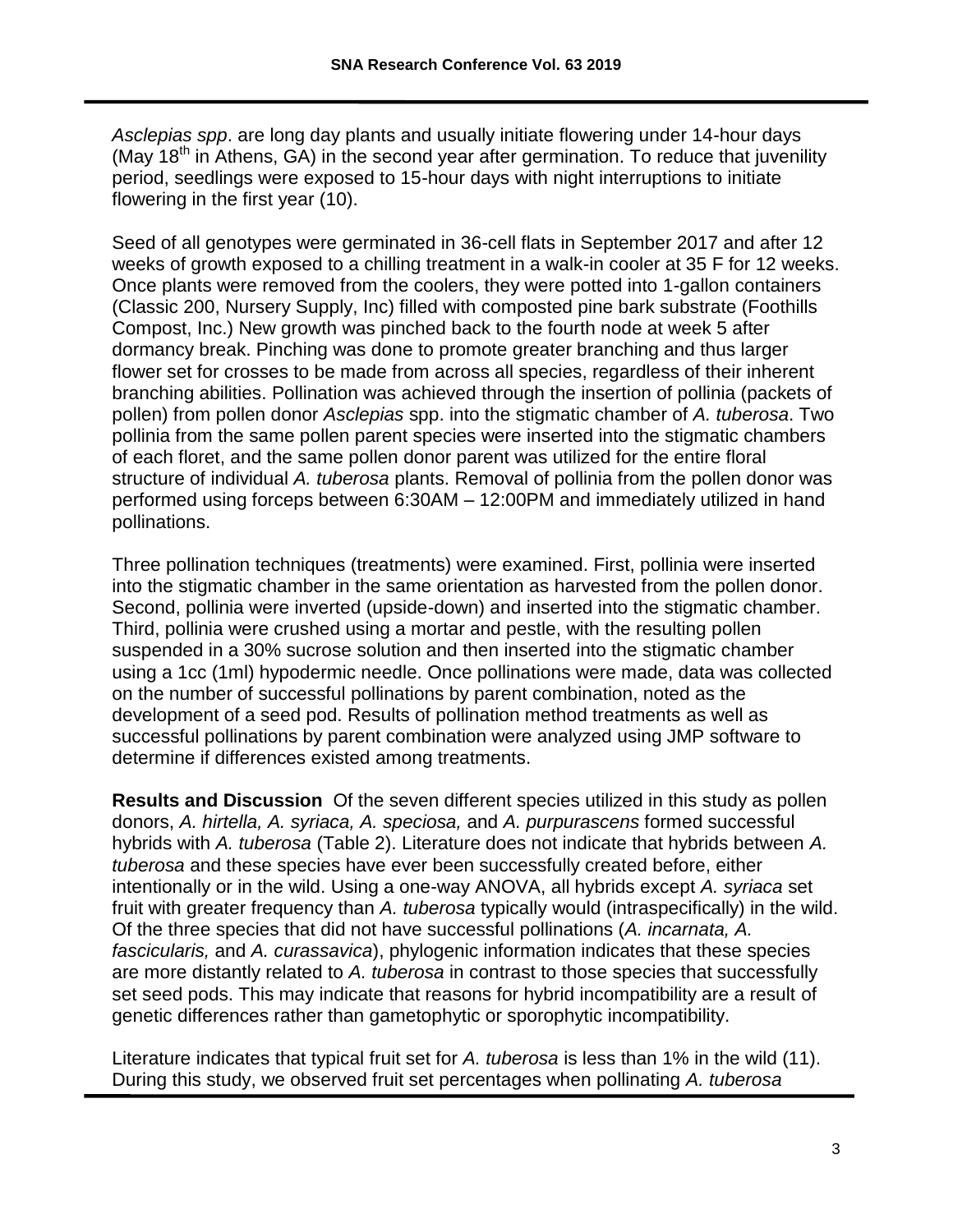*Asclepias spp*. are long day plants and usually initiate flowering under 14-hour days (May 18th in Athens, GA) in the second year after germination. To reduce that juvenility period, seedlings were exposed to 15-hour days with night interruptions to initiate flowering in the first year (10).

Seed of all genotypes were germinated in 36-cell flats in September 2017 and after 12 weeks of growth exposed to a chilling treatment in a walk-in cooler at 35 F for 12 weeks. Once plants were removed from the coolers, they were potted into 1-gallon containers (Classic 200, Nursery Supply, Inc) filled with composted pine bark substrate (Foothills Compost, Inc.) New growth was pinched back to the fourth node at week 5 after dormancy break. Pinching was done to promote greater branching and thus larger flower set for crosses to be made from across all species, regardless of their inherent branching abilities. Pollination was achieved through the insertion of pollinia (packets of pollen) from pollen donor *Asclepias* spp. into the stigmatic chamber of *A. tuberosa*. Two pollinia from the same pollen parent species were inserted into the stigmatic chambers of each floret, and the same pollen donor parent was utilized for the entire floral structure of individual *A. tuberosa* plants. Removal of pollinia from the pollen donor was performed using forceps between 6:30AM – 12:00PM and immediately utilized in hand pollinations.

Three pollination techniques (treatments) were examined. First, pollinia were inserted into the stigmatic chamber in the same orientation as harvested from the pollen donor. Second, pollinia were inverted (upside-down) and inserted into the stigmatic chamber. Third, pollinia were crushed using a mortar and pestle, with the resulting pollen suspended in a 30% sucrose solution and then inserted into the stigmatic chamber using a 1cc (1ml) hypodermic needle. Once pollinations were made, data was collected on the number of successful pollinations by parent combination, noted as the development of a seed pod. Results of pollination method treatments as well as successful pollinations by parent combination were analyzed using JMP software to determine if differences existed among treatments.

**Results and Discussion** Of the seven different species utilized in this study as pollen donors, *A. hirtella, A. syriaca, A. speciosa,* and *A. purpurascens* formed successful hybrids with *A. tuberosa* (Table 2). Literature does not indicate that hybrids between *A. tuberosa* and these species have ever been successfully created before, either intentionally or in the wild. Using a one-way ANOVA, all hybrids except *A. syriaca* set fruit with greater frequency than *A. tuberosa* typically would (intraspecifically) in the wild. Of the three species that did not have successful pollinations (*A. incarnata, A. fascicularis,* and *A. curassavica*), phylogenic information indicates that these species are more distantly related to *A. tuberosa* in contrast to those species that successfully set seed pods. This may indicate that reasons for hybrid incompatibility are a result of genetic differences rather than gametophytic or sporophytic incompatibility.

Literature indicates that typical fruit set for *A. tuberosa* is less than 1% in the wild (11). During this study, we observed fruit set percentages when pollinating *A. tuberosa*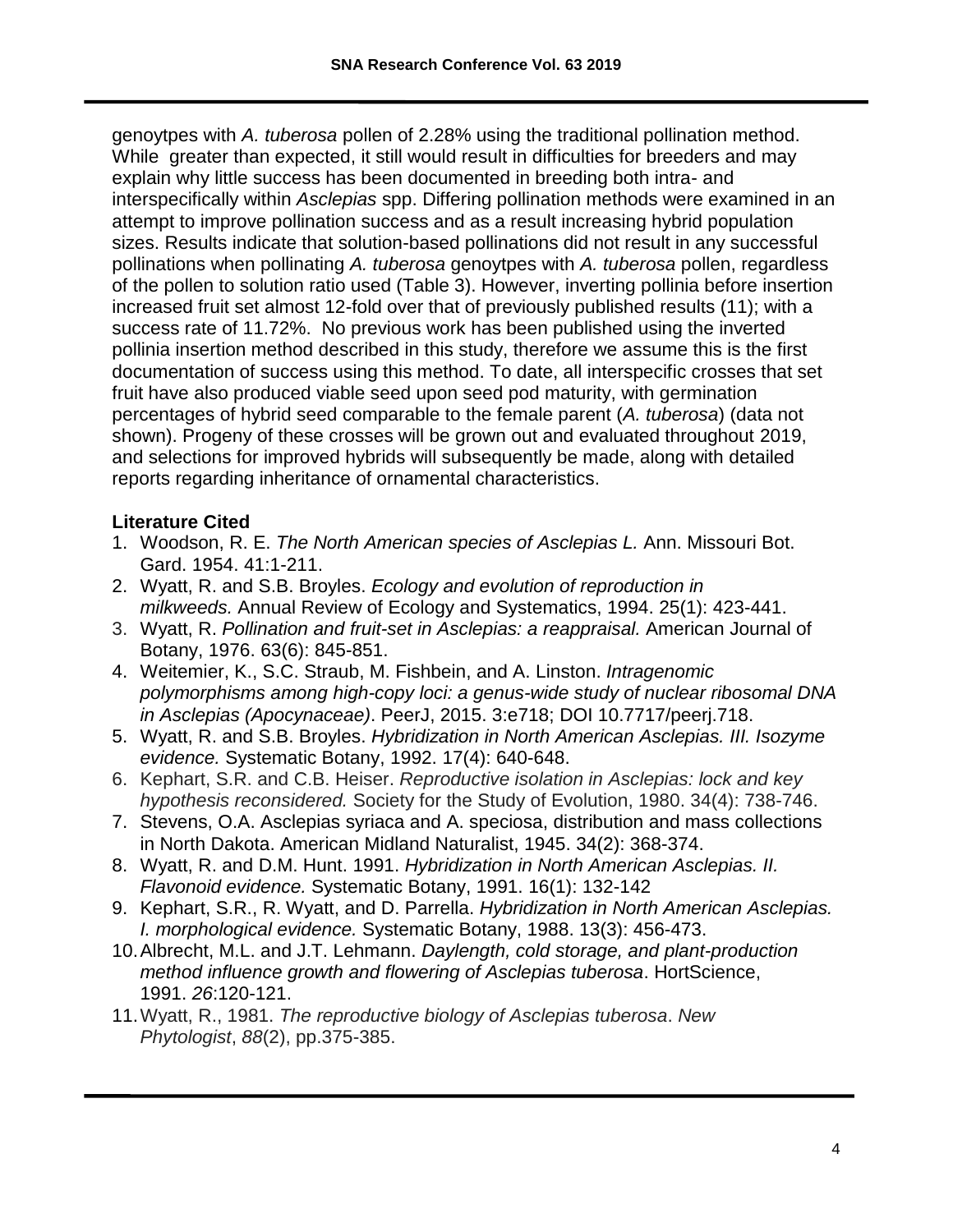genoytpes with *A. tuberosa* pollen of 2.28% using the traditional pollination method. While greater than expected, it still would result in difficulties for breeders and may explain why little success has been documented in breeding both intra- and interspecifically within *Asclepias* spp. Differing pollination methods were examined in an attempt to improve pollination success and as a result increasing hybrid population sizes. Results indicate that solution-based pollinations did not result in any successful pollinations when pollinating *A. tuberosa* genoytpes with *A. tuberosa* pollen, regardless of the pollen to solution ratio used (Table 3). However, inverting pollinia before insertion increased fruit set almost 12-fold over that of previously published results (11); with a success rate of 11.72%. No previous work has been published using the inverted pollinia insertion method described in this study, therefore we assume this is the first documentation of success using this method. To date, all interspecific crosses that set fruit have also produced viable seed upon seed pod maturity, with germination percentages of hybrid seed comparable to the female parent (*A. tuberosa*) (data not shown). Progeny of these crosses will be grown out and evaluated throughout 2019, and selections for improved hybrids will subsequently be made, along with detailed reports regarding inheritance of ornamental characteristics.

**Literature Cited**

1. Woodson, R. E. *The North American species of Asclepias L.* Ann. Missouri Bot. Gard. 1954. 41:1-211.
2. Wyatt, R. and S.B. Broyles. *Ecology and evolution of reproduction in milkweeds.* Annual Review of Ecology and Systematics, 1994. 25(1): 423-441.
3. Wyatt, R. *Pollination and fruit-set in Asclepias: a reappraisal.* American Journal of Botany, 1976. 63(6): 845-851.
4. Weitemier, K., S.C. Straub, M. Fishbein, and A. Linston. *Intragenomic polymorphisms among high-copy loci: a genus-wide study of nuclear ribosomal DNA in Asclepias (Apocynaceae)*. PeerJ, 2015. 3:e718; DOI 10.7717/peerj.718.
5. Wyatt, R. and S.B. Broyles. *Hybridization in North American Asclepias. III. Isozyme evidence.* Systematic Botany, 1992. 17(4): 640-648.
6. Kephart, S.R. and C.B. Heiser. *Reproductive isolation in Asclepias: lock and key hypothesis reconsidered.* Society for the Study of Evolution, 1980. 34(4): 738-746.
7. Stevens, O.A. Asclepias syriaca and A. speciosa, distribution and mass collections in North Dakota. American Midland Naturalist, 1945. 34(2): 368-374.
8. Wyatt, R. and D.M. Hunt. 1991. *Hybridization in North American Asclepias. II. Flavonoid evidence.* Systematic Botany, 1991. 16(1): 132-142
9. Kephart, S.R., R. Wyatt, and D. Parrella. *Hybridization in North American Asclepias. I. morphological evidence.* Systematic Botany, 1988. 13(3): 456-473.
10. Albrecht, M.L. and J.T. Lehmann. *Daylength, cold storage, and plant-production method influence growth and flowering of Asclepias tuberosa*. HortScience, 1991. *26*:120-121.
11. Wyatt, R., 1981. *The reproductive biology of Asclepias tuberosa*. *New Phytologist*, *88*(2), pp.375-385.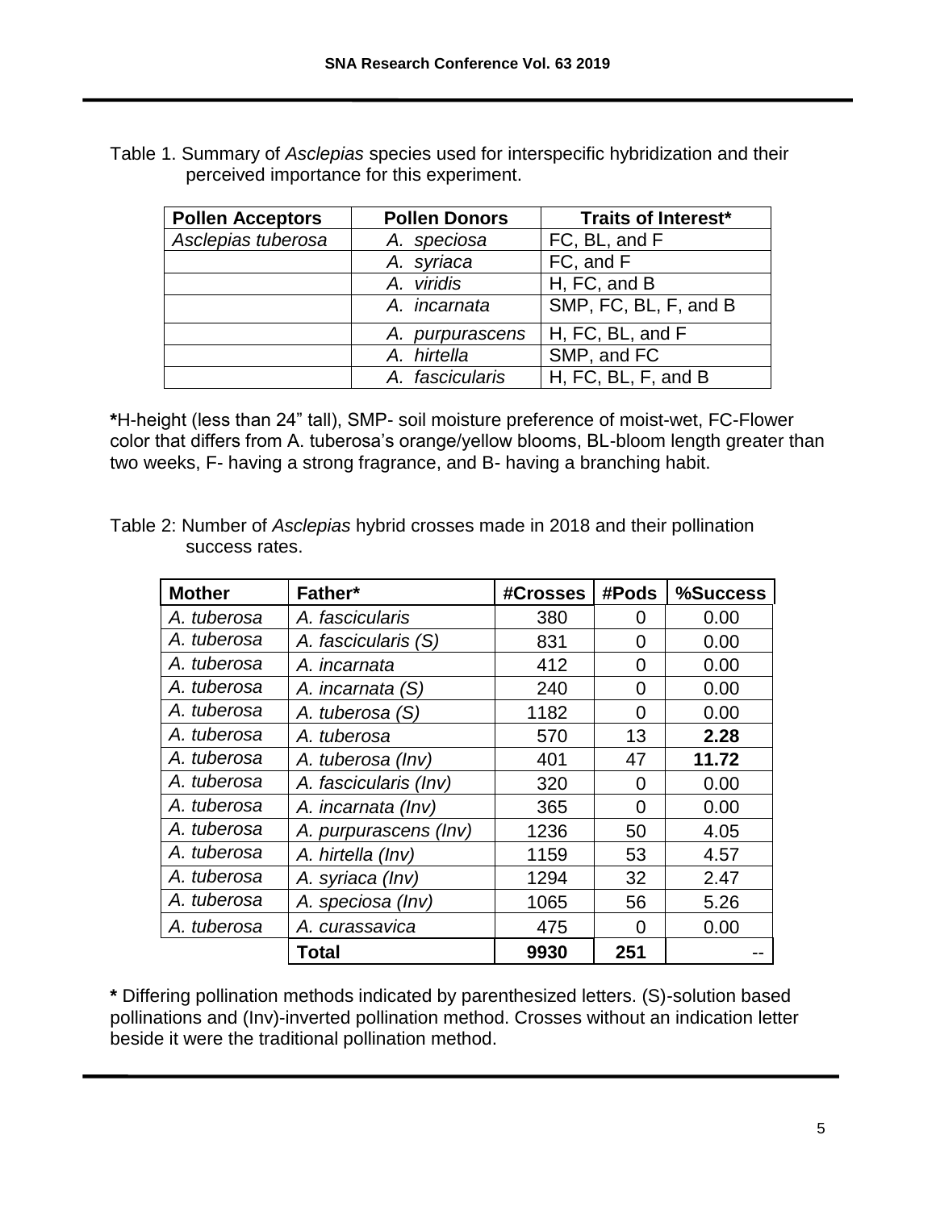Table 1. Summary of *Asclepias* species used for interspecific hybridization and their perceived importance for this experiment.

| Pollen Acceptors | Pollen Donors | Traits of Interest* |
|---|---|---|
| *Asclepias tuberosa* | *A. speciosa* | FC, BL, and F |
| | *A. syriaca* | FC, and F |
| | *A. viridis* | H, FC, and B |
| | *A. incarnata* | SMP, FC, BL, F, and B |
| | *A. purpurascens* | H, FC, BL, and F |
| | *A. hirtella* | SMP, and FC |
| | *A. fascicularis* | H, FC, BL, F, and B |

**\***H-height (less than 24" tall), SMP- soil moisture preference of moist-wet, FC-Flower color that differs from A. tuberosa's orange/yellow blooms, BL-bloom length greater than two weeks, F- having a strong fragrance, and B- having a branching habit.

Table 2: Number of *Asclepias* hybrid crosses made in 2018 and their pollination success rates.

| Mother | Father* | #Crosses | #Pods | %Success |
|---|---|---|---|---|
| *A. tuberosa* | *A. fascicularis* | 380 | 0 | 0.00 |
| *A. tuberosa* | *A. fascicularis (S)* | 831 | 0 | 0.00 |
| *A. tuberosa* | *A. incarnata* | 412 | 0 | 0.00 |
| *A. tuberosa* | *A. incarnata (S)* | 240 | 0 | 0.00 |
| *A. tuberosa* | *A. tuberosa (S)* | 1182 | 0 | 0.00 |
| *A. tuberosa* | *A. tuberosa* | 570 | 13 | **2.28** |
| *A. tuberosa* | *A. tuberosa (Inv)* | 401 | 47 | **11.72** |
| *A. tuberosa* | *A. fascicularis (Inv)* | 320 | 0 | 0.00 |
| *A. tuberosa* | *A. incarnata (Inv)* | 365 | 0 | 0.00 |
| *A. tuberosa* | *A. purpurascens (Inv)* | 1236 | 50 | 4.05 |
| *A. tuberosa* | *A. hirtella (Inv)* | 1159 | 53 | 4.57 |
| *A. tuberosa* | *A. syriaca (Inv)* | 1294 | 32 | 2.47 |
| *A. tuberosa* | *A. speciosa (Inv)* | 1065 | 56 | 5.26 |
| *A. tuberosa* | *A. curassavica* | 475 | 0 | 0.00 |
| | **Total** | **9930** | **251** | -- |

**\*** Differing pollination methods indicated by parenthesized letters. (S)-solution based pollinations and (Inv)-inverted pollination method. Crosses without an indication letter beside it were the traditional pollination method.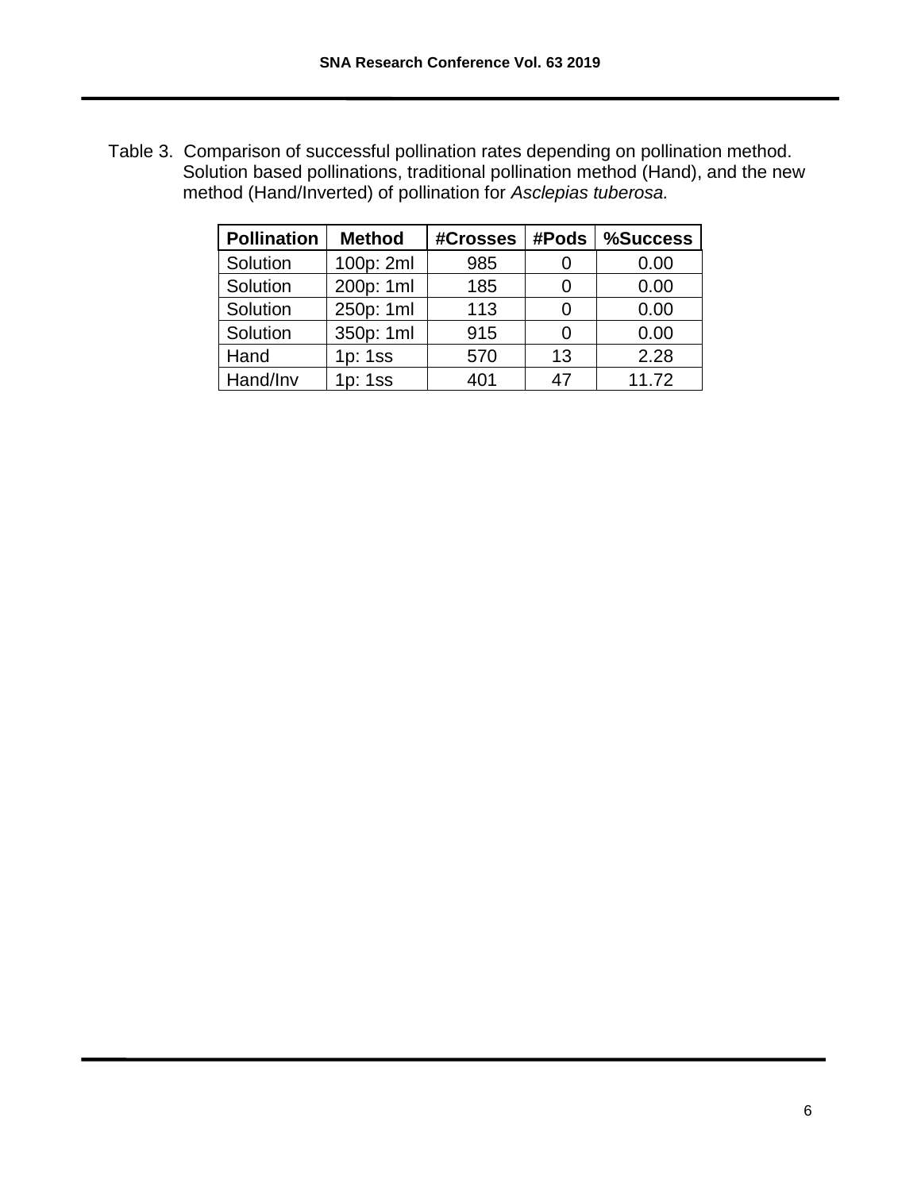Table 3. Comparison of successful pollination rates depending on pollination method. Solution based pollinations, traditional pollination method (Hand), and the new method (Hand/Inverted) of pollination for *Asclepias tuberosa.*

| Pollination | Method | #Crosses | #Pods | %Success |
|---|---|---|---|---|
| Solution | 100p: 2ml | 985 | 0 | 0.00 |
| Solution | 200p: 1ml | 185 | 0 | 0.00 |
| Solution | 250p: 1ml | 113 | 0 | 0.00 |
| Solution | 350p: 1ml | 915 | 0 | 0.00 |
| Hand | 1p: 1ss | 570 | 13 | 2.28 |
| Hand/Inv | 1p: 1ss | 401 | 47 | 11.72 |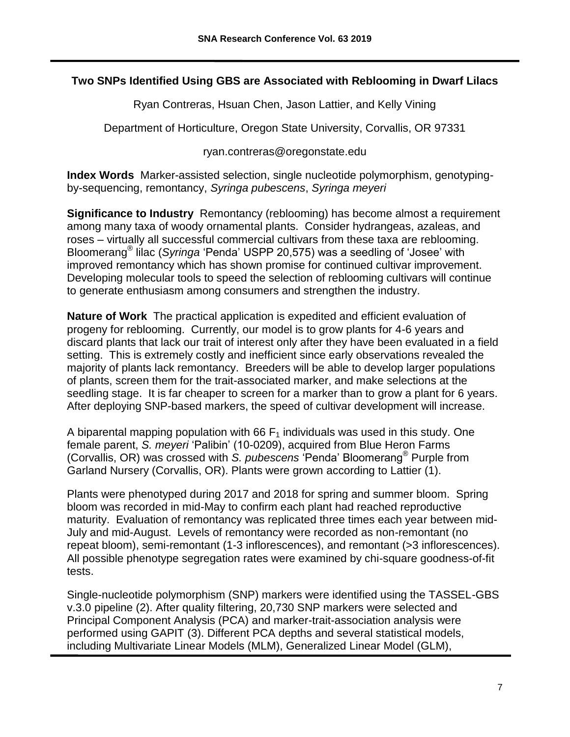## Two SNPs Identified Using GBS are Associated with Reblooming in Dwarf Lilacs

Ryan Contreras, Hsuan Chen, Jason Lattier, and Kelly Vining

Department of Horticulture, Oregon State University, Corvallis, OR 97331

ryan.contreras@oregonstate.edu

**Index Words** Marker-assisted selection, single nucleotide polymorphism, genotyping-by-sequencing, remontancy, *Syringa pubescens*, *Syringa meyeri*

**Significance to Industry** Remontancy (reblooming) has become almost a requirement among many taxa of woody ornamental plants. Consider hydrangeas, azaleas, and roses – virtually all successful commercial cultivars from these taxa are reblooming. Bloomerang® lilac (*Syringa* 'Penda' USPP 20,575) was a seedling of 'Josee' with improved remontancy which has shown promise for continued cultivar improvement. Developing molecular tools to speed the selection of reblooming cultivars will continue to generate enthusiasm among consumers and strengthen the industry.

**Nature of Work** The practical application is expedited and efficient evaluation of progeny for reblooming. Currently, our model is to grow plants for 4-6 years and discard plants that lack our trait of interest only after they have been evaluated in a field setting. This is extremely costly and inefficient since early observations revealed the majority of plants lack remontancy. Breeders will be able to develop larger populations of plants, screen them for the trait-associated marker, and make selections at the seedling stage. It is far cheaper to screen for a marker than to grow a plant for 6 years. After deploying SNP-based markers, the speed of cultivar development will increase.

A biparental mapping population with 66 $F_1$ individuals was used in this study. One female parent, *S. meyeri* 'Palibin' (10-0209), acquired from Blue Heron Farms (Corvallis, OR) was crossed with *S. pubescens* 'Penda' Bloomerang® Purple from Garland Nursery (Corvallis, OR). Plants were grown according to Lattier (1).

Plants were phenotyped during 2017 and 2018 for spring and summer bloom. Spring bloom was recorded in mid-May to confirm each plant had reached reproductive maturity. Evaluation of remontancy was replicated three times each year between mid-July and mid-August. Levels of remontancy were recorded as non-remontant (no repeat bloom), semi-remontant (1-3 inflorescences), and remontant (>3 inflorescences). All possible phenotype segregation rates were examined by chi-square goodness-of-fit tests.

Single-nucleotide polymorphism (SNP) markers were identified using the TASSEL-GBS v.3.0 pipeline (2). After quality filtering, 20,730 SNP markers were selected and Principal Component Analysis (PCA) and marker-trait-association analysis were performed using GAPIT (3). Different PCA depths and several statistical models, including Multivariate Linear Models (MLM), Generalized Linear Model (GLM),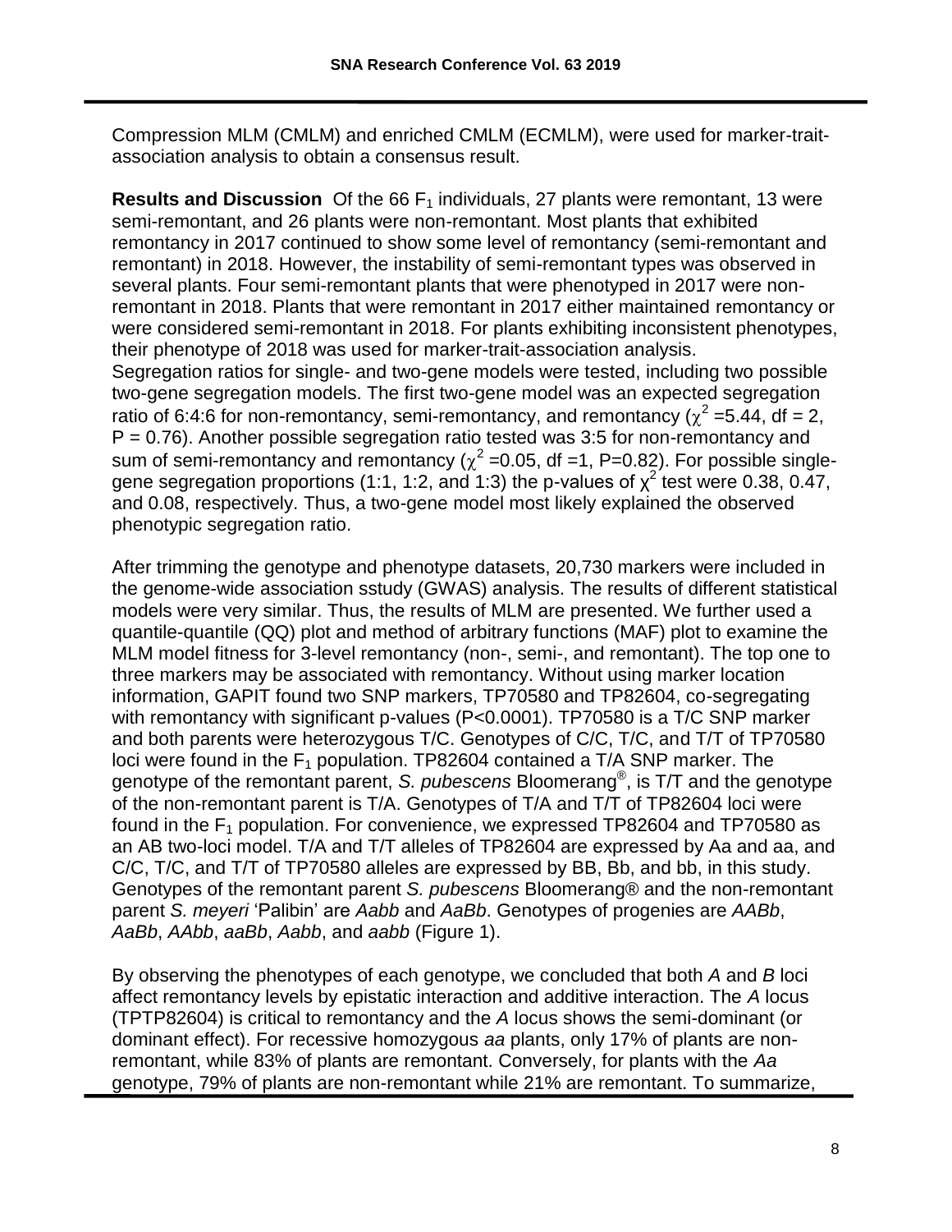Compression MLM (CMLM) and enriched CMLM (ECMLM), were used for marker-trait-association analysis to obtain a consensus result.

**Results and Discussion** Of the 66 $F_1$ individuals, 27 plants were remontant, 13 were semi-remontant, and 26 plants were non-remontant. Most plants that exhibited remontancy in 2017 continued to show some level of remontancy (semi-remontant and remontant) in 2018. However, the instability of semi-remontant types was observed in several plants. Four semi-remontant plants that were phenotyped in 2017 were non-remontant in 2018. Plants that were remontant in 2017 either maintained remontancy or were considered semi-remontant in 2018. For plants exhibiting inconsistent phenotypes, their phenotype of 2018 was used for marker-trait-association analysis.
Segregation ratios for single- and two-gene models were tested, including two possible two-gene segregation models. The first two-gene model was an expected segregation ratio of 6:4:6 for non-remontancy, semi-remontancy, and remontancy ($\chi^2$ =5.44, df = 2, P = 0.76). Another possible segregation ratio tested was 3:5 for non-remontancy and sum of semi-remontancy and remontancy ($\chi^2$ =0.05, df =1, P=0.82). For possible single-gene segregation proportions (1:1, 1:2, and 1:3) the p-values of $\chi^2$ test were 0.38, 0.47, and 0.08, respectively. Thus, a two-gene model most likely explained the observed phenotypic segregation ratio.

After trimming the genotype and phenotype datasets, 20,730 markers were included in the genome-wide association sstudy (GWAS) analysis. The results of different statistical models were very similar. Thus, the results of MLM are presented. We further used a quantile-quantile (QQ) plot and method of arbitrary functions (MAF) plot to examine the MLM model fitness for 3-level remontancy (non-, semi-, and remontant). The top one to three markers may be associated with remontancy. Without using marker location information, GAPIT found two SNP markers, TP70580 and TP82604, co-segregating with remontancy with significant p-values (P<0.0001). TP70580 is a T/C SNP marker and both parents were heterozygous T/C. Genotypes of C/C, T/C, and T/T of TP70580 loci were found in the $F_1$ population. TP82604 contained a T/A SNP marker. The genotype of the remontant parent, *S. pubescens* Bloomerang®, is T/T and the genotype of the non-remontant parent is T/A. Genotypes of T/A and T/T of TP82604 loci were found in the $F_1$ population. For convenience, we expressed TP82604 and TP70580 as an AB two-loci model. T/A and T/T alleles of TP82604 are expressed by Aa and aa, and C/C, T/C, and T/T of TP70580 alleles are expressed by BB, Bb, and bb, in this study. Genotypes of the remontant parent *S. pubescens* Bloomerang® and the non-remontant parent *S. meyeri* 'Palibin' are *Aabb* and *AaBb*. Genotypes of progenies are *AABb*, *AaBb*, *AAbb*, *aaBb*, *Aabb*, and *aabb* (Figure 1).

By observing the phenotypes of each genotype, we concluded that both *A* and *B* loci affect remontancy levels by epistatic interaction and additive interaction. The *A* locus (TPTP82604) is critical to remontancy and the *A* locus shows the semi-dominant (or dominant effect). For recessive homozygous *aa* plants, only 17% of plants are non-remontant, while 83% of plants are remontant. Conversely, for plants with the *Aa* genotype, 79% of plants are non-remontant while 21% are remontant. To summarize,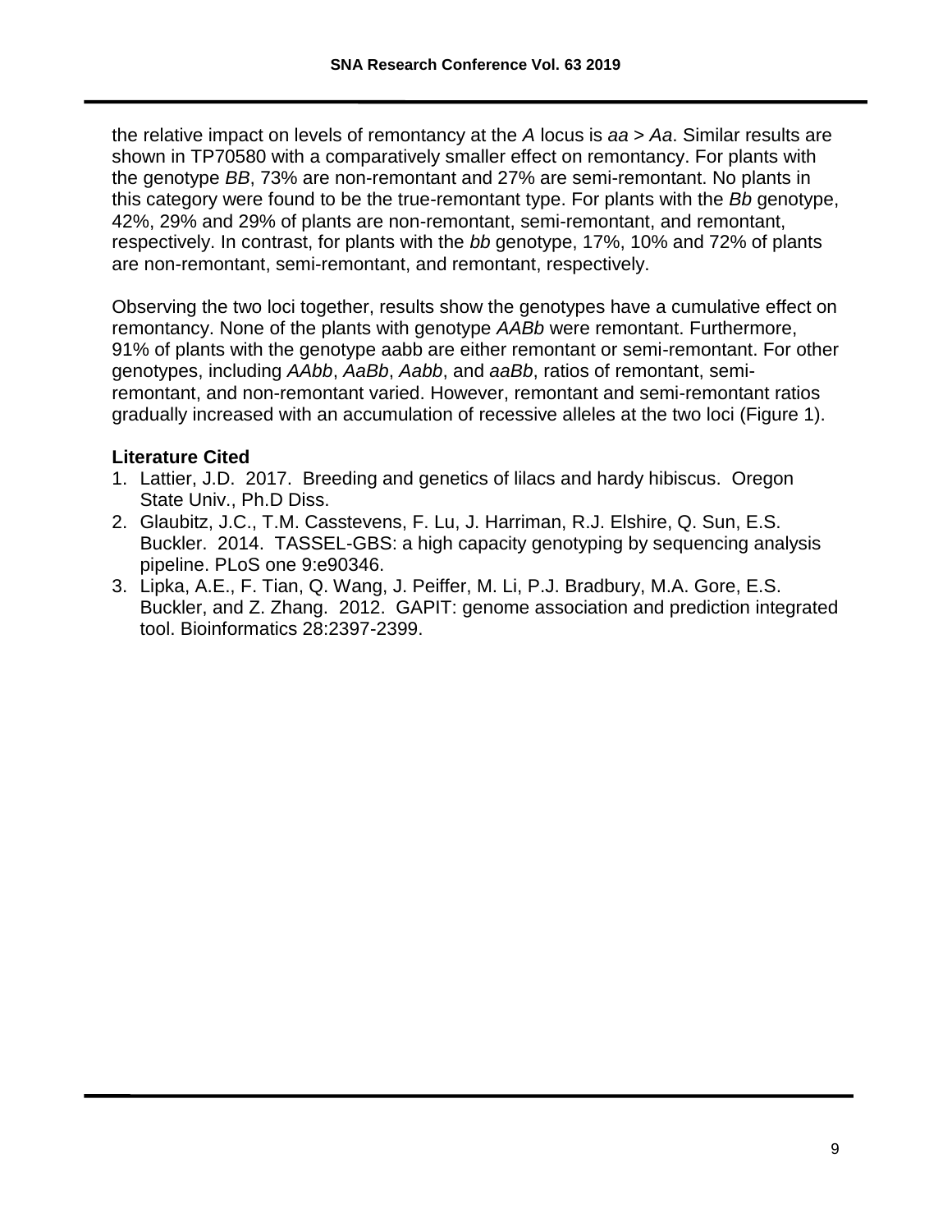the relative impact on levels of remontancy at the *A* locus is *aa* > *Aa*. Similar results are shown in TP70580 with a comparatively smaller effect on remontancy. For plants with the genotype *BB*, 73% are non-remontant and 27% are semi-remontant. No plants in this category were found to be the true-remontant type. For plants with the *Bb* genotype, 42%, 29% and 29% of plants are non-remontant, semi-remontant, and remontant, respectively. In contrast, for plants with the *bb* genotype, 17%, 10% and 72% of plants are non-remontant, semi-remontant, and remontant, respectively.

Observing the two loci together, results show the genotypes have a cumulative effect on remontancy. None of the plants with genotype *AABb* were remontant. Furthermore, 91% of plants with the genotype aabb are either remontant or semi-remontant. For other genotypes, including *AAbb*, *AaBb*, *Aabb*, and *aaBb*, ratios of remontant, semi-remontant, and non-remontant varied. However, remontant and semi-remontant ratios gradually increased with an accumulation of recessive alleles at the two loci (Figure 1).

**Literature Cited**

1. Lattier, J.D. 2017. Breeding and genetics of lilacs and hardy hibiscus. Oregon State Univ., Ph.D Diss.
2. Glaubitz, J.C., T.M. Casstevens, F. Lu, J. Harriman, R.J. Elshire, Q. Sun, E.S. Buckler. 2014. TASSEL-GBS: a high capacity genotyping by sequencing analysis pipeline. PLoS one 9:e90346.
3. Lipka, A.E., F. Tian, Q. Wang, J. Peiffer, M. Li, P.J. Bradbury, M.A. Gore, E.S. Buckler, and Z. Zhang. 2012. GAPIT: genome association and prediction integrated tool. Bioinformatics 28:2397-2399.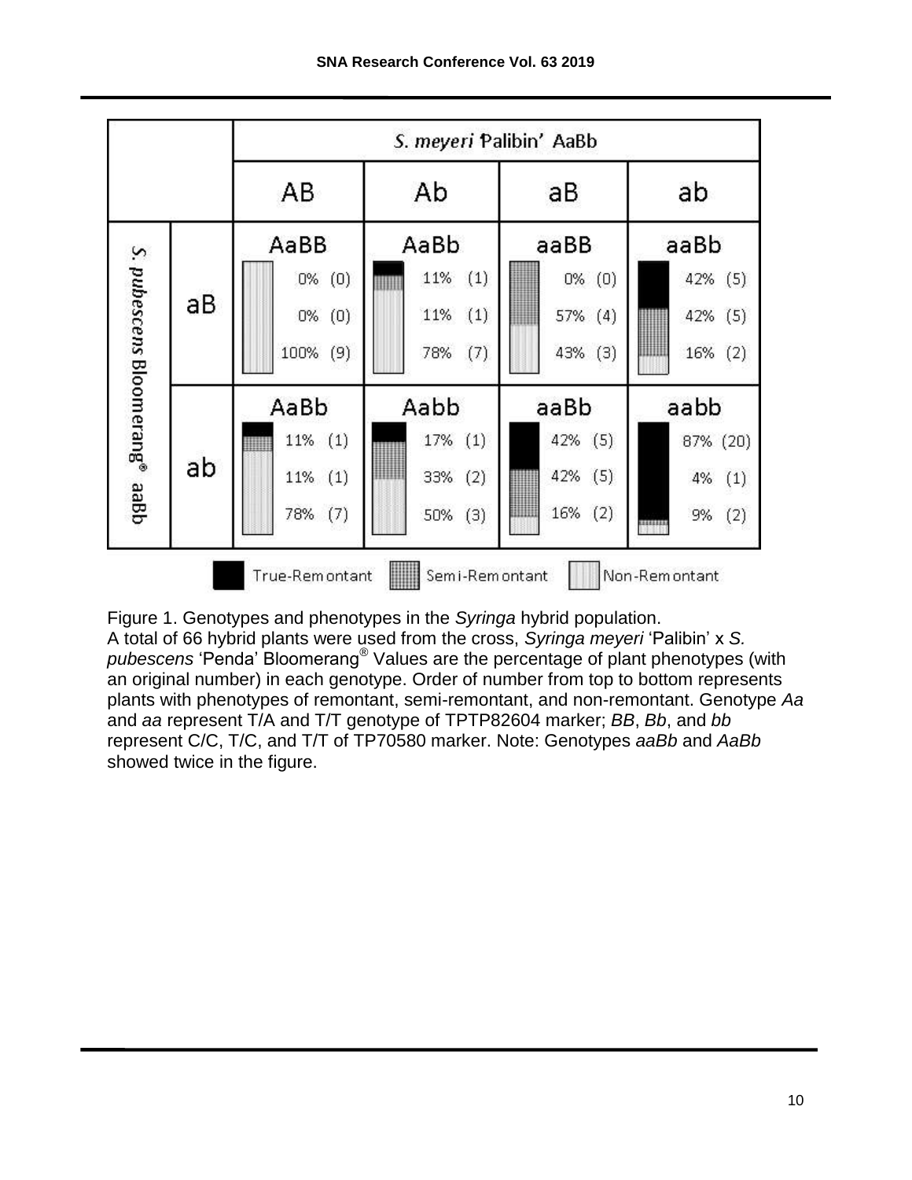| | | *S. meyeri* 'Palibin' AaBb | | | |
|---|---|---|---|---|---|
| | | AB | Ab | aB | ab |
| *S. pubescens* Bloomerang® aaBb | aB | AaBB<br>0% (0)<br>0% (0)<br>100% (9) | AaBb<br>11% (1)<br>11% (1)<br>78% (7) | aaBB<br>0% (0)<br>57% (4)<br>43% (3) | aaBb<br>42% (5)<br>42% (5)<br>16% (2) |
| | ab | AaBb<br>11% (1)<br>11% (1)<br>78% (7) | Aabb<br>17% (1)<br>33% (2)<br>50% (3) | aaBb<br>42% (5)<br>42% (5)<br>16% (2) | aabb<br>87% (20)<br>4% (1)<br>9% (2) |

Legend: True-Remontant; Semi-Remontant; Non-Remontant

Figure 1. Genotypes and phenotypes in the *Syringa* hybrid population. A total of 66 hybrid plants were used from the cross, *Syringa meyeri* 'Palibin' x *S. pubescens* 'Penda' Bloomerang® Values are the percentage of plant phenotypes (with an original number) in each genotype. Order of number from top to bottom represents plants with phenotypes of remontant, semi-remontant, and non-remontant. Genotype *Aa* and *aa* represent T/A and T/T genotype of TPTP82604 marker; *BB*, *Bb*, and *bb* represent C/C, T/C, and T/T of TP70580 marker. Note: Genotypes *aaBb* and *AaBb* showed twice in the figure.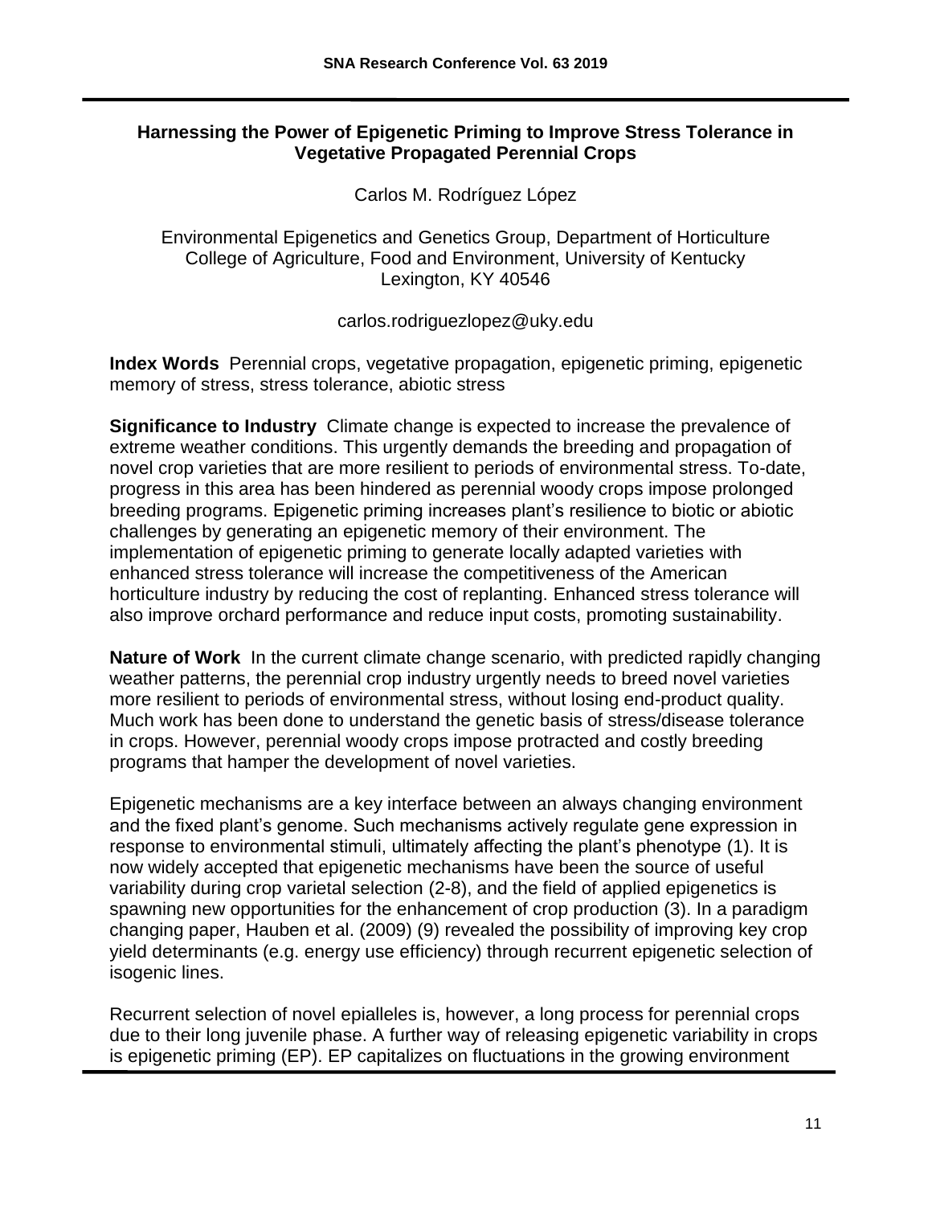## Harnessing the Power of Epigenetic Priming to Improve Stress Tolerance in Vegetative Propagated Perennial Crops

Carlos M. Rodríguez López

Environmental Epigenetics and Genetics Group, Department of Horticulture
College of Agriculture, Food and Environment, University of Kentucky
Lexington, KY 40546

carlos.rodriguezlopez@uky.edu

**Index Words** Perennial crops, vegetative propagation, epigenetic priming, epigenetic memory of stress, stress tolerance, abiotic stress

**Significance to Industry** Climate change is expected to increase the prevalence of extreme weather conditions. This urgently demands the breeding and propagation of novel crop varieties that are more resilient to periods of environmental stress. To-date, progress in this area has been hindered as perennial woody crops impose prolonged breeding programs. Epigenetic priming increases plant's resilience to biotic or abiotic challenges by generating an epigenetic memory of their environment. The implementation of epigenetic priming to generate locally adapted varieties with enhanced stress tolerance will increase the competitiveness of the American horticulture industry by reducing the cost of replanting. Enhanced stress tolerance will also improve orchard performance and reduce input costs, promoting sustainability.

**Nature of Work** In the current climate change scenario, with predicted rapidly changing weather patterns, the perennial crop industry urgently needs to breed novel varieties more resilient to periods of environmental stress, without losing end-product quality. Much work has been done to understand the genetic basis of stress/disease tolerance in crops. However, perennial woody crops impose protracted and costly breeding programs that hamper the development of novel varieties.

Epigenetic mechanisms are a key interface between an always changing environment and the fixed plant's genome. Such mechanisms actively regulate gene expression in response to environmental stimuli, ultimately affecting the plant's phenotype (1). It is now widely accepted that epigenetic mechanisms have been the source of useful variability during crop varietal selection (2-8), and the field of applied epigenetics is spawning new opportunities for the enhancement of crop production (3). In a paradigm changing paper, Hauben et al. (2009) (9) revealed the possibility of improving key crop yield determinants (e.g. energy use efficiency) through recurrent epigenetic selection of isogenic lines.

Recurrent selection of novel epialleles is, however, a long process for perennial crops due to their long juvenile phase. A further way of releasing epigenetic variability in crops is epigenetic priming (EP). EP capitalizes on fluctuations in the growing environment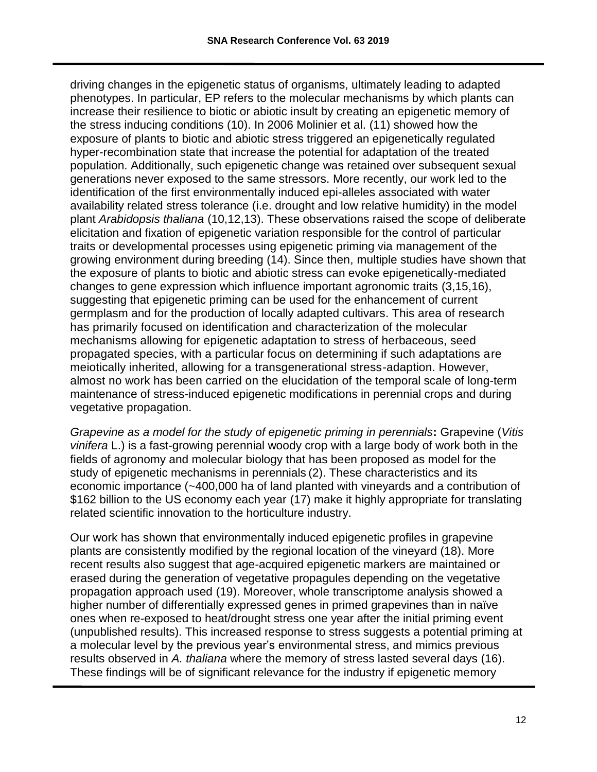driving changes in the epigenetic status of organisms, ultimately leading to adapted phenotypes. In particular, EP refers to the molecular mechanisms by which plants can increase their resilience to biotic or abiotic insult by creating an epigenetic memory of the stress inducing conditions (10). In 2006 Molinier et al. (11) showed how the exposure of plants to biotic and abiotic stress triggered an epigenetically regulated hyper-recombination state that increase the potential for adaptation of the treated population. Additionally, such epigenetic change was retained over subsequent sexual generations never exposed to the same stressors. More recently, our work led to the identification of the first environmentally induced epi-alleles associated with water availability related stress tolerance (i.e. drought and low relative humidity) in the model plant *Arabidopsis thaliana* (10,12,13). These observations raised the scope of deliberate elicitation and fixation of epigenetic variation responsible for the control of particular traits or developmental processes using epigenetic priming via management of the growing environment during breeding (14). Since then, multiple studies have shown that the exposure of plants to biotic and abiotic stress can evoke epigenetically-mediated changes to gene expression which influence important agronomic traits (3,15,16), suggesting that epigenetic priming can be used for the enhancement of current germplasm and for the production of locally adapted cultivars. This area of research has primarily focused on identification and characterization of the molecular mechanisms allowing for epigenetic adaptation to stress of herbaceous, seed propagated species, with a particular focus on determining if such adaptations are meiotically inherited, allowing for a transgenerational stress-adaption. However, almost no work has been carried on the elucidation of the temporal scale of long-term maintenance of stress-induced epigenetic modifications in perennial crops and during vegetative propagation.

*Grapevine as a model for the study of epigenetic priming in perennials***:** Grapevine (*Vitis vinifera* L.) is a fast-growing perennial woody crop with a large body of work both in the fields of agronomy and molecular biology that has been proposed as model for the study of epigenetic mechanisms in perennials (2). These characteristics and its economic importance (~400,000 ha of land planted with vineyards and a contribution of $162 billion to the US economy each year (17) make it highly appropriate for translating related scientific innovation to the horticulture industry.

Our work has shown that environmentally induced epigenetic profiles in grapevine plants are consistently modified by the regional location of the vineyard (18). More recent results also suggest that age-acquired epigenetic markers are maintained or erased during the generation of vegetative propagules depending on the vegetative propagation approach used (19). Moreover, whole transcriptome analysis showed a higher number of differentially expressed genes in primed grapevines than in naïve ones when re-exposed to heat/drought stress one year after the initial priming event (unpublished results). This increased response to stress suggests a potential priming at a molecular level by the previous year's environmental stress, and mimics previous results observed in *A. thaliana* where the memory of stress lasted several days (16). These findings will be of significant relevance for the industry if epigenetic memory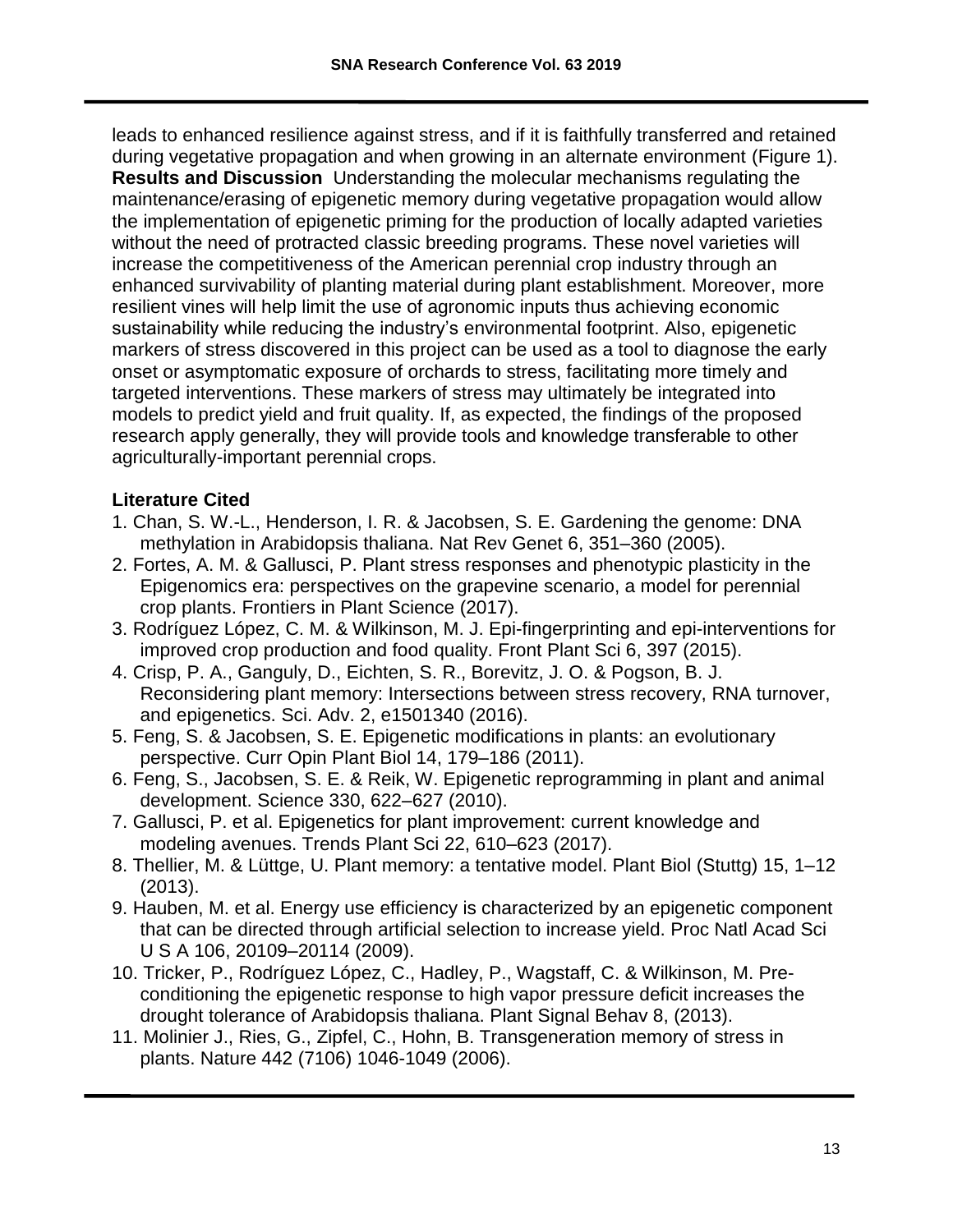leads to enhanced resilience against stress, and if it is faithfully transferred and retained during vegetative propagation and when growing in an alternate environment (Figure 1).

**Results and Discussion** Understanding the molecular mechanisms regulating the maintenance/erasing of epigenetic memory during vegetative propagation would allow the implementation of epigenetic priming for the production of locally adapted varieties without the need of protracted classic breeding programs. These novel varieties will increase the competitiveness of the American perennial crop industry through an enhanced survivability of planting material during plant establishment. Moreover, more resilient vines will help limit the use of agronomic inputs thus achieving economic sustainability while reducing the industry's environmental footprint. Also, epigenetic markers of stress discovered in this project can be used as a tool to diagnose the early onset or asymptomatic exposure of orchards to stress, facilitating more timely and targeted interventions. These markers of stress may ultimately be integrated into models to predict yield and fruit quality. If, as expected, the findings of the proposed research apply generally, they will provide tools and knowledge transferable to other agriculturally-important perennial crops.

## Literature Cited

1. Chan, S. W.-L., Henderson, I. R. & Jacobsen, S. E. Gardening the genome: DNA methylation in Arabidopsis thaliana. Nat Rev Genet 6, 351–360 (2005).
2. Fortes, A. M. & Gallusci, P. Plant stress responses and phenotypic plasticity in the Epigenomics era: perspectives on the grapevine scenario, a model for perennial crop plants. Frontiers in Plant Science (2017).
3. Rodríguez López, C. M. & Wilkinson, M. J. Epi-fingerprinting and epi-interventions for improved crop production and food quality. Front Plant Sci 6, 397 (2015).
4. Crisp, P. A., Ganguly, D., Eichten, S. R., Borevitz, J. O. & Pogson, B. J. Reconsidering plant memory: Intersections between stress recovery, RNA turnover, and epigenetics. Sci. Adv. 2, e1501340 (2016).
5. Feng, S. & Jacobsen, S. E. Epigenetic modifications in plants: an evolutionary perspective. Curr Opin Plant Biol 14, 179–186 (2011).
6. Feng, S., Jacobsen, S. E. & Reik, W. Epigenetic reprogramming in plant and animal development. Science 330, 622–627 (2010).
7. Gallusci, P. et al. Epigenetics for plant improvement: current knowledge and modeling avenues. Trends Plant Sci 22, 610–623 (2017).
8. Thellier, M. & Lüttge, U. Plant memory: a tentative model. Plant Biol (Stuttg) 15, 1–12 (2013).
9. Hauben, M. et al. Energy use efficiency is characterized by an epigenetic component that can be directed through artificial selection to increase yield. Proc Natl Acad Sci U S A 106, 20109–20114 (2009).
10. Tricker, P., Rodríguez López, C., Hadley, P., Wagstaff, C. & Wilkinson, M. Pre-conditioning the epigenetic response to high vapor pressure deficit increases the drought tolerance of Arabidopsis thaliana. Plant Signal Behav 8, (2013).
11. Molinier J., Ries, G., Zipfel, C., Hohn, B. Transgeneration memory of stress in plants. Nature 442 (7106) 1046-1049 (2006).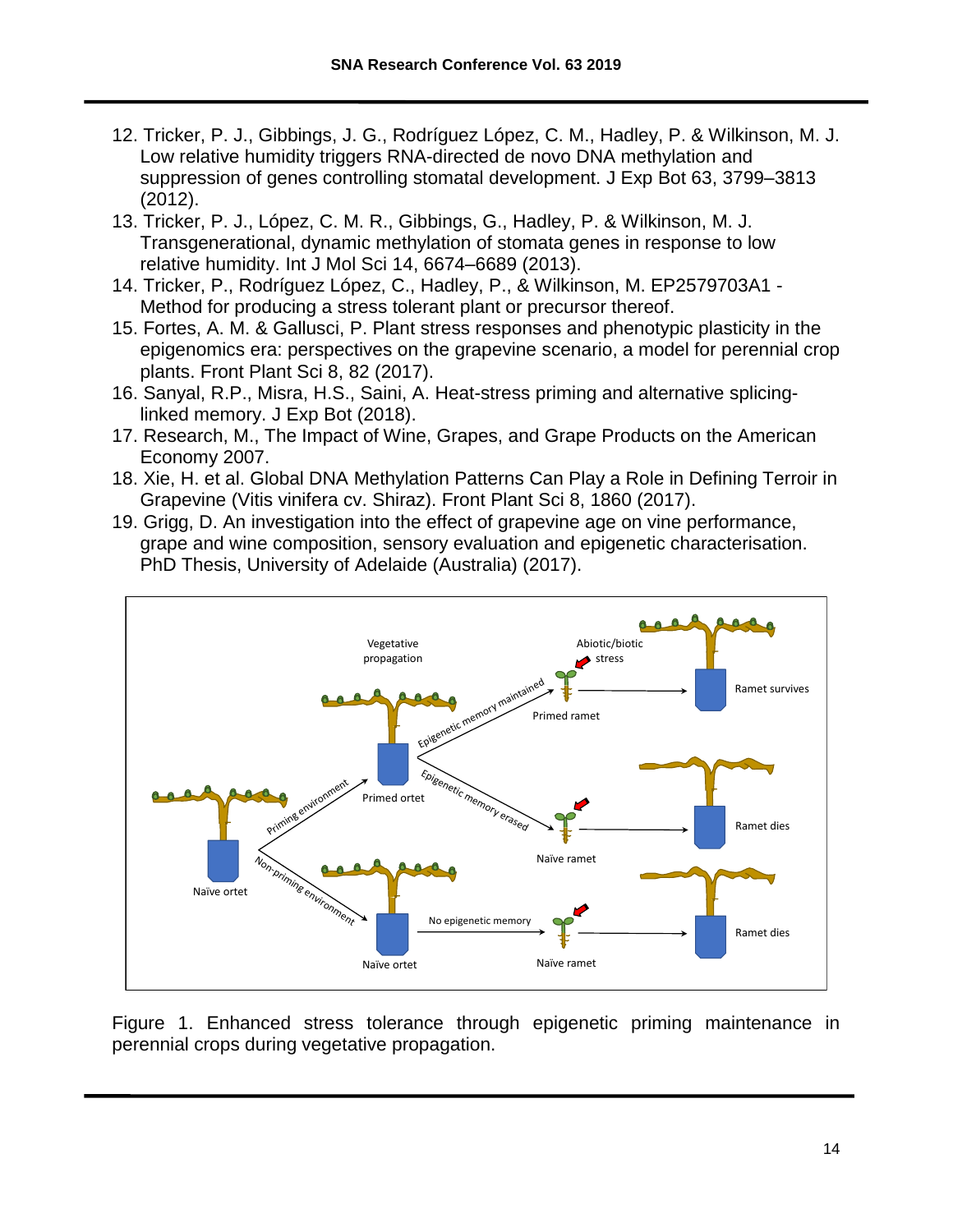12. Tricker, P. J., Gibbings, J. G., Rodríguez López, C. M., Hadley, P. & Wilkinson, M. J. Low relative humidity triggers RNA-directed de novo DNA methylation and suppression of genes controlling stomatal development. J Exp Bot 63, 3799–3813 (2012).
13. Tricker, P. J., López, C. M. R., Gibbings, G., Hadley, P. & Wilkinson, M. J. Transgenerational, dynamic methylation of stomata genes in response to low relative humidity. Int J Mol Sci 14, 6674–6689 (2013).
14. Tricker, P., Rodríguez López, C., Hadley, P., & Wilkinson, M. EP2579703A1 - Method for producing a stress tolerant plant or precursor thereof.
15. Fortes, A. M. & Gallusci, P. Plant stress responses and phenotypic plasticity in the epigenomics era: perspectives on the grapevine scenario, a model for perennial crop plants. Front Plant Sci 8, 82 (2017).
16. Sanyal, R.P., Misra, H.S., Saini, A. Heat-stress priming and alternative splicing-linked memory. J Exp Bot (2018).
17. Research, M., The Impact of Wine, Grapes, and Grape Products on the American Economy 2007.
18. Xie, H. et al. Global DNA Methylation Patterns Can Play a Role in Defining Terroir in Grapevine (Vitis vinifera cv. Shiraz). Front Plant Sci 8, 1860 (2017).
19. Grigg, D. An investigation into the effect of grapevine age on vine performance, grape and wine composition, sensory evaluation and epigenetic characterisation. PhD Thesis, University of Adelaide (Australia) (2017).

Figure 1. Enhanced stress tolerance through epigenetic priming maintenance in perennial crops during vegetative propagation.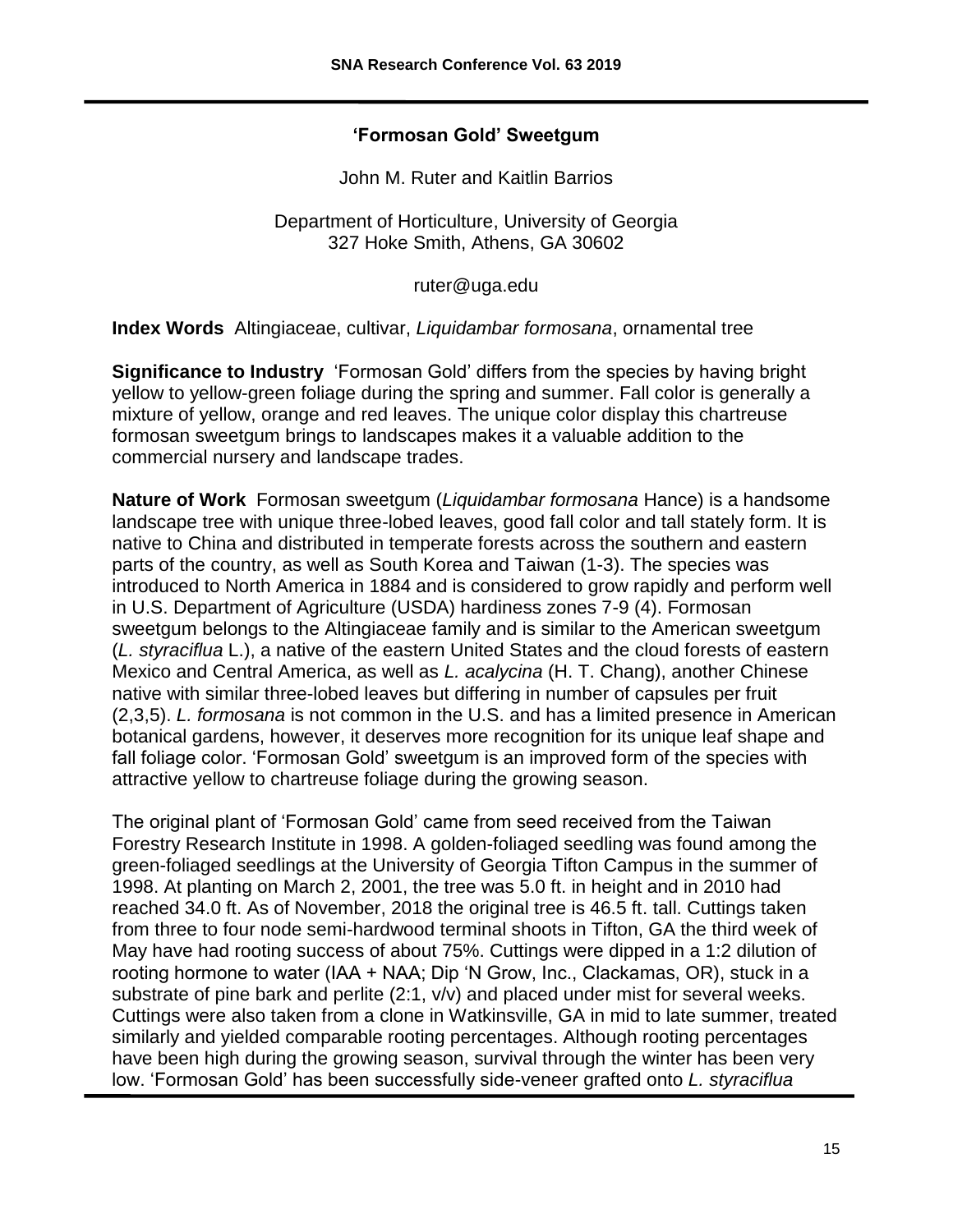## 'Formosan Gold' Sweetgum

John M. Ruter and Kaitlin Barrios

Department of Horticulture, University of Georgia
327 Hoke Smith, Athens, GA 30602

ruter@uga.edu

**Index Words** Altingiaceae, cultivar, *Liquidambar formosana*, ornamental tree

**Significance to Industry** 'Formosan Gold' differs from the species by having bright yellow to yellow-green foliage during the spring and summer. Fall color is generally a mixture of yellow, orange and red leaves. The unique color display this chartreuse formosan sweetgum brings to landscapes makes it a valuable addition to the commercial nursery and landscape trades.

**Nature of Work** Formosan sweetgum (*Liquidambar formosana* Hance) is a handsome landscape tree with unique three-lobed leaves, good fall color and tall stately form. It is native to China and distributed in temperate forests across the southern and eastern parts of the country, as well as South Korea and Taiwan (1-3). The species was introduced to North America in 1884 and is considered to grow rapidly and perform well in U.S. Department of Agriculture (USDA) hardiness zones 7-9 (4). Formosan sweetgum belongs to the Altingiaceae family and is similar to the American sweetgum (*L. styraciflua* L.), a native of the eastern United States and the cloud forests of eastern Mexico and Central America, as well as *L. acalycina* (H. T. Chang), another Chinese native with similar three-lobed leaves but differing in number of capsules per fruit (2,3,5). *L. formosana* is not common in the U.S. and has a limited presence in American botanical gardens, however, it deserves more recognition for its unique leaf shape and fall foliage color. 'Formosan Gold' sweetgum is an improved form of the species with attractive yellow to chartreuse foliage during the growing season.

The original plant of 'Formosan Gold' came from seed received from the Taiwan Forestry Research Institute in 1998. A golden-foliaged seedling was found among the green-foliaged seedlings at the University of Georgia Tifton Campus in the summer of 1998. At planting on March 2, 2001, the tree was 5.0 ft. in height and in 2010 had reached 34.0 ft. As of November, 2018 the original tree is 46.5 ft. tall. Cuttings taken from three to four node semi-hardwood terminal shoots in Tifton, GA the third week of May have had rooting success of about 75%. Cuttings were dipped in a 1:2 dilution of rooting hormone to water (IAA + NAA; Dip 'N Grow, Inc., Clackamas, OR), stuck in a substrate of pine bark and perlite (2:1, v/v) and placed under mist for several weeks. Cuttings were also taken from a clone in Watkinsville, GA in mid to late summer, treated similarly and yielded comparable rooting percentages. Although rooting percentages have been high during the growing season, survival through the winter has been very low. 'Formosan Gold' has been successfully side-veneer grafted onto *L. styraciflua*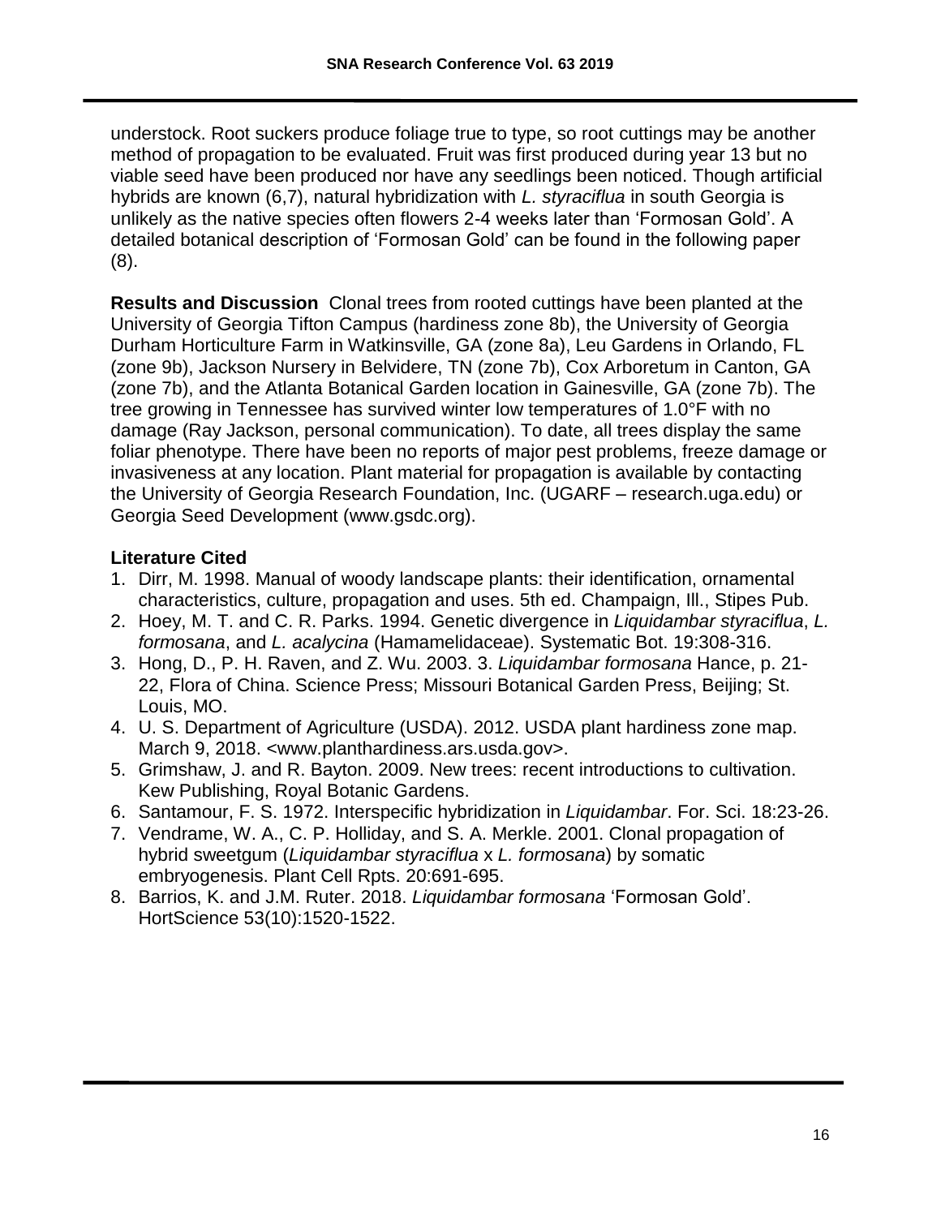understock. Root suckers produce foliage true to type, so root cuttings may be another method of propagation to be evaluated. Fruit was first produced during year 13 but no viable seed have been produced nor have any seedlings been noticed. Though artificial hybrids are known (6,7), natural hybridization with *L. styraciflua* in south Georgia is unlikely as the native species often flowers 2-4 weeks later than 'Formosan Gold'. A detailed botanical description of 'Formosan Gold' can be found in the following paper (8).

**Results and Discussion** Clonal trees from rooted cuttings have been planted at the University of Georgia Tifton Campus (hardiness zone 8b), the University of Georgia Durham Horticulture Farm in Watkinsville, GA (zone 8a), Leu Gardens in Orlando, FL (zone 9b), Jackson Nursery in Belvidere, TN (zone 7b), Cox Arboretum in Canton, GA (zone 7b), and the Atlanta Botanical Garden location in Gainesville, GA (zone 7b). The tree growing in Tennessee has survived winter low temperatures of 1.0°F with no damage (Ray Jackson, personal communication). To date, all trees display the same foliar phenotype. There have been no reports of major pest problems, freeze damage or invasiveness at any location. Plant material for propagation is available by contacting the University of Georgia Research Foundation, Inc. (UGARF – research.uga.edu) or Georgia Seed Development (www.gsdc.org).

**Literature Cited**

1. Dirr, M. 1998. Manual of woody landscape plants: their identification, ornamental characteristics, culture, propagation and uses. 5th ed. Champaign, Ill., Stipes Pub.
2. Hoey, M. T. and C. R. Parks. 1994. Genetic divergence in *Liquidambar styraciflua*, *L. formosana*, and *L. acalycina* (Hamamelidaceae). Systematic Bot. 19:308-316.
3. Hong, D., P. H. Raven, and Z. Wu. 2003. 3. *Liquidambar formosana* Hance, p. 21-22, Flora of China. Science Press; Missouri Botanical Garden Press, Beijing; St. Louis, MO.
4. U. S. Department of Agriculture (USDA). 2012. USDA plant hardiness zone map. March 9, 2018. <www.planthardiness.ars.usda.gov>.
5. Grimshaw, J. and R. Bayton. 2009. New trees: recent introductions to cultivation. Kew Publishing, Royal Botanic Gardens.
6. Santamour, F. S. 1972. Interspecific hybridization in *Liquidambar*. For. Sci. 18:23-26.
7. Vendrame, W. A., C. P. Holliday, and S. A. Merkle. 2001. Clonal propagation of hybrid sweetgum (*Liquidambar styraciflua* x *L. formosana*) by somatic embryogenesis. Plant Cell Rpts. 20:691-695.
8. Barrios, K. and J.M. Ruter. 2018. *Liquidambar formosana* 'Formosan Gold'. HortScience 53(10):1520-1522.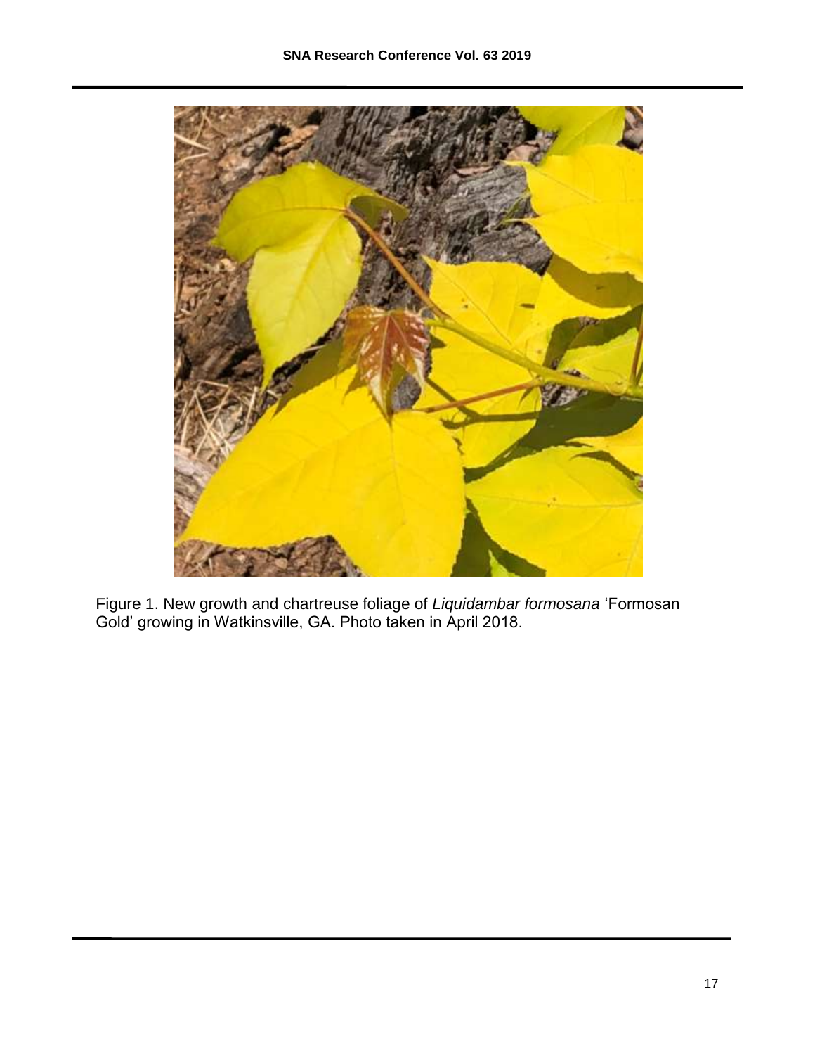Figure 1. New growth and chartreuse foliage of *Liquidambar formosana* 'Formosan Gold' growing in Watkinsville, GA. Photo taken in April 2018.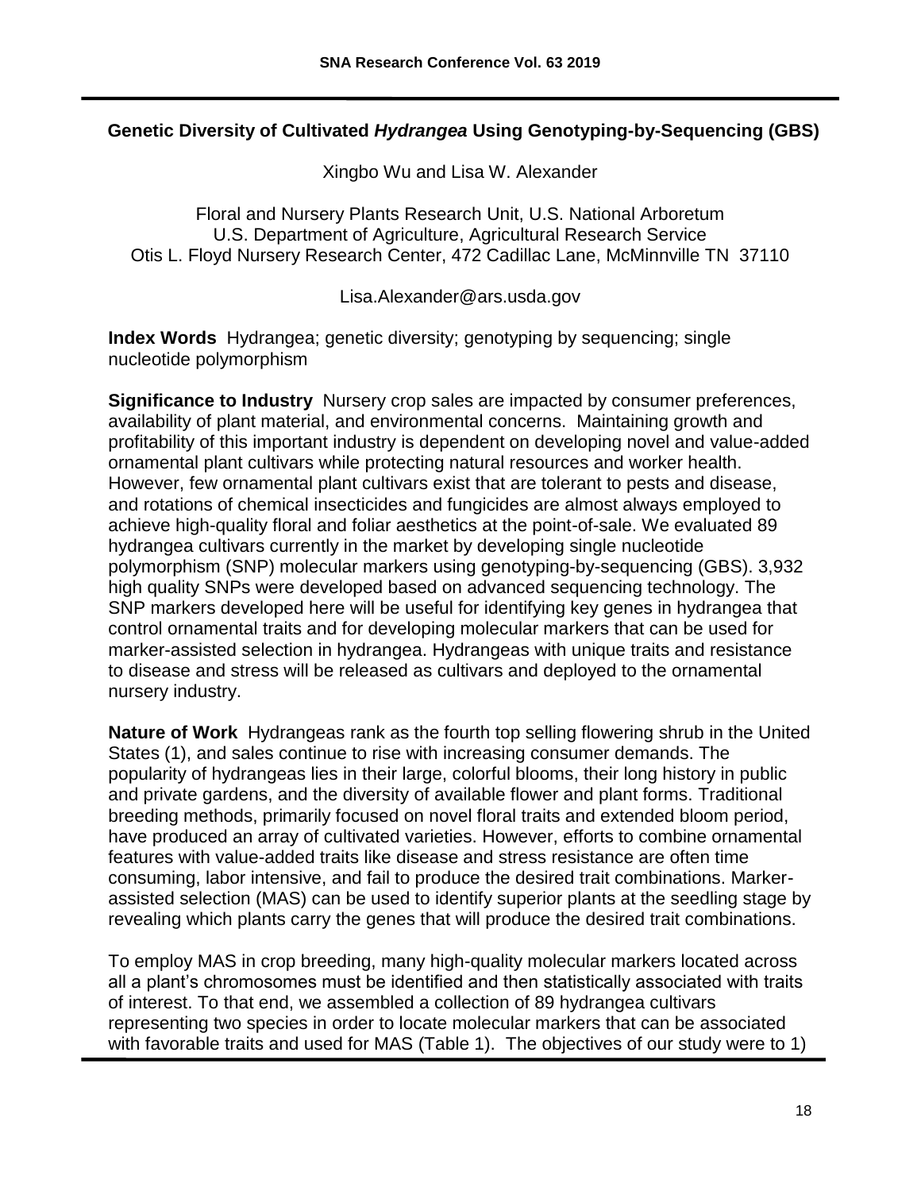## Genetic Diversity of Cultivated *Hydrangea* Using Genotyping-by-Sequencing (GBS)

Xingbo Wu and Lisa W. Alexander

Floral and Nursery Plants Research Unit, U.S. National Arboretum
U.S. Department of Agriculture, Agricultural Research Service
Otis L. Floyd Nursery Research Center, 472 Cadillac Lane, McMinnville TN 37110

Lisa.Alexander@ars.usda.gov

**Index Words** Hydrangea; genetic diversity; genotyping by sequencing; single nucleotide polymorphism

**Significance to Industry** Nursery crop sales are impacted by consumer preferences, availability of plant material, and environmental concerns. Maintaining growth and profitability of this important industry is dependent on developing novel and value-added ornamental plant cultivars while protecting natural resources and worker health. However, few ornamental plant cultivars exist that are tolerant to pests and disease, and rotations of chemical insecticides and fungicides are almost always employed to achieve high-quality floral and foliar aesthetics at the point-of-sale. We evaluated 89 hydrangea cultivars currently in the market by developing single nucleotide polymorphism (SNP) molecular markers using genotyping-by-sequencing (GBS). 3,932 high quality SNPs were developed based on advanced sequencing technology. The SNP markers developed here will be useful for identifying key genes in hydrangea that control ornamental traits and for developing molecular markers that can be used for marker-assisted selection in hydrangea. Hydrangeas with unique traits and resistance to disease and stress will be released as cultivars and deployed to the ornamental nursery industry.

**Nature of Work** Hydrangeas rank as the fourth top selling flowering shrub in the United States (1), and sales continue to rise with increasing consumer demands. The popularity of hydrangeas lies in their large, colorful blooms, their long history in public and private gardens, and the diversity of available flower and plant forms. Traditional breeding methods, primarily focused on novel floral traits and extended bloom period, have produced an array of cultivated varieties. However, efforts to combine ornamental features with value-added traits like disease and stress resistance are often time consuming, labor intensive, and fail to produce the desired trait combinations. Marker-assisted selection (MAS) can be used to identify superior plants at the seedling stage by revealing which plants carry the genes that will produce the desired trait combinations.

To employ MAS in crop breeding, many high-quality molecular markers located across all a plant's chromosomes must be identified and then statistically associated with traits of interest. To that end, we assembled a collection of 89 hydrangea cultivars representing two species in order to locate molecular markers that can be associated with favorable traits and used for MAS (Table 1). The objectives of our study were to 1)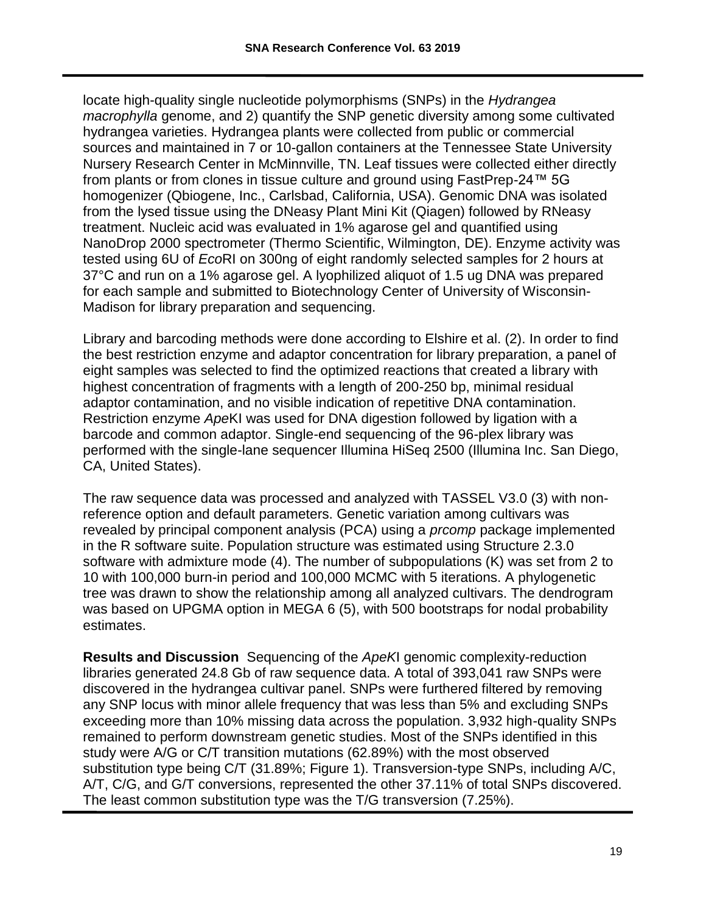locate high-quality single nucleotide polymorphisms (SNPs) in the *Hydrangea macrophylla* genome, and 2) quantify the SNP genetic diversity among some cultivated hydrangea varieties. Hydrangea plants were collected from public or commercial sources and maintained in 7 or 10-gallon containers at the Tennessee State University Nursery Research Center in McMinnville, TN. Leaf tissues were collected either directly from plants or from clones in tissue culture and ground using FastPrep-24™ 5G homogenizer (Qbiogene, Inc., Carlsbad, California, USA). Genomic DNA was isolated from the lysed tissue using the DNeasy Plant Mini Kit (Qiagen) followed by RNeasy treatment. Nucleic acid was evaluated in 1% agarose gel and quantified using NanoDrop 2000 spectrometer (Thermo Scientific, Wilmington, DE). Enzyme activity was tested using 6U of *Eco*RI on 300ng of eight randomly selected samples for 2 hours at 37°C and run on a 1% agarose gel. A lyophilized aliquot of 1.5 ug DNA was prepared for each sample and submitted to Biotechnology Center of University of Wisconsin-Madison for library preparation and sequencing.

Library and barcoding methods were done according to Elshire et al. (2). In order to find the best restriction enzyme and adaptor concentration for library preparation, a panel of eight samples was selected to find the optimized reactions that created a library with highest concentration of fragments with a length of 200-250 bp, minimal residual adaptor contamination, and no visible indication of repetitive DNA contamination. Restriction enzyme *Ape*KI was used for DNA digestion followed by ligation with a barcode and common adaptor. Single-end sequencing of the 96-plex library was performed with the single-lane sequencer Illumina HiSeq 2500 (Illumina Inc. San Diego, CA, United States).

The raw sequence data was processed and analyzed with TASSEL V3.0 (3) with non-reference option and default parameters. Genetic variation among cultivars was revealed by principal component analysis (PCA) using a *prcomp* package implemented in the R software suite. Population structure was estimated using Structure 2.3.0 software with admixture mode (4). The number of subpopulations (K) was set from 2 to 10 with 100,000 burn-in period and 100,000 MCMC with 5 iterations. A phylogenetic tree was drawn to show the relationship among all analyzed cultivars. The dendrogram was based on UPGMA option in MEGA 6 (5), with 500 bootstraps for nodal probability estimates.

**Results and Discussion** Sequencing of the *ApeK*I genomic complexity-reduction libraries generated 24.8 Gb of raw sequence data. A total of 393,041 raw SNPs were discovered in the hydrangea cultivar panel. SNPs were furthered filtered by removing any SNP locus with minor allele frequency that was less than 5% and excluding SNPs exceeding more than 10% missing data across the population. 3,932 high-quality SNPs remained to perform downstream genetic studies. Most of the SNPs identified in this study were A/G or C/T transition mutations (62.89%) with the most observed substitution type being C/T (31.89%; Figure 1). Transversion-type SNPs, including A/C, A/T, C/G, and G/T conversions, represented the other 37.11% of total SNPs discovered. The least common substitution type was the T/G transversion (7.25%).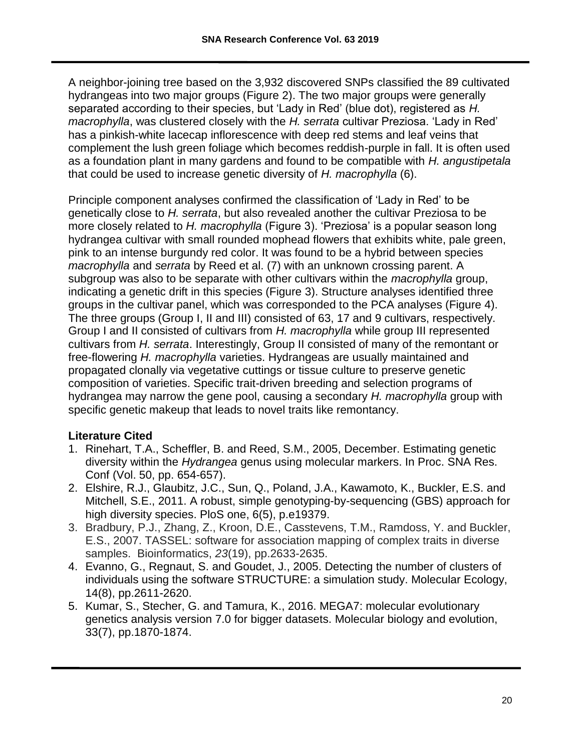A neighbor-joining tree based on the 3,932 discovered SNPs classified the 89 cultivated hydrangeas into two major groups (Figure 2). The two major groups were generally separated according to their species, but 'Lady in Red' (blue dot), registered as *H. macrophylla*, was clustered closely with the *H. serrata* cultivar Preziosa. 'Lady in Red' has a pinkish-white lacecap inflorescence with deep red stems and leaf veins that complement the lush green foliage which becomes reddish-purple in fall. It is often used as a foundation plant in many gardens and found to be compatible with *H. angustipetala* that could be used to increase genetic diversity of *H. macrophylla* (6).

Principle component analyses confirmed the classification of 'Lady in Red' to be genetically close to *H. serrata*, but also revealed another the cultivar Preziosa to be more closely related to *H. macrophylla* (Figure 3). 'Preziosa' is a popular season long hydrangea cultivar with small rounded mophead flowers that exhibits white, pale green, pink to an intense burgundy red color. It was found to be a hybrid between species *macrophylla* and *serrata* by Reed et al. (7) with an unknown crossing parent. A subgroup was also to be separate with other cultivars within the *macrophylla* group, indicating a genetic drift in this species (Figure 3). Structure analyses identified three groups in the cultivar panel, which was corresponded to the PCA analyses (Figure 4). The three groups (Group I, II and III) consisted of 63, 17 and 9 cultivars, respectively. Group I and II consisted of cultivars from *H. macrophylla* while group III represented cultivars from *H. serrata*. Interestingly, Group II consisted of many of the remontant or free-flowering *H. macrophylla* varieties. Hydrangeas are usually maintained and propagated clonally via vegetative cuttings or tissue culture to preserve genetic composition of varieties. Specific trait-driven breeding and selection programs of hydrangea may narrow the gene pool, causing a secondary *H. macrophylla* group with specific genetic makeup that leads to novel traits like remontancy.

**Literature Cited**

1. Rinehart, T.A., Scheffler, B. and Reed, S.M., 2005, December. Estimating genetic diversity within the *Hydrangea* genus using molecular markers. In Proc. SNA Res. Conf (Vol. 50, pp. 654-657).
2. Elshire, R.J., Glaubitz, J.C., Sun, Q., Poland, J.A., Kawamoto, K., Buckler, E.S. and Mitchell, S.E., 2011. A robust, simple genotyping-by-sequencing (GBS) approach for high diversity species. PloS one, 6(5), p.e19379.
3. Bradbury, P.J., Zhang, Z., Kroon, D.E., Casstevens, T.M., Ramdoss, Y. and Buckler, E.S., 2007. TASSEL: software for association mapping of complex traits in diverse samples. Bioinformatics, *23*(19), pp.2633-2635.
4. Evanno, G., Regnaut, S. and Goudet, J., 2005. Detecting the number of clusters of individuals using the software STRUCTURE: a simulation study. Molecular Ecology, 14(8), pp.2611-2620.
5. Kumar, S., Stecher, G. and Tamura, K., 2016. MEGA7: molecular evolutionary genetics analysis version 7.0 for bigger datasets. Molecular biology and evolution, 33(7), pp.1870-1874.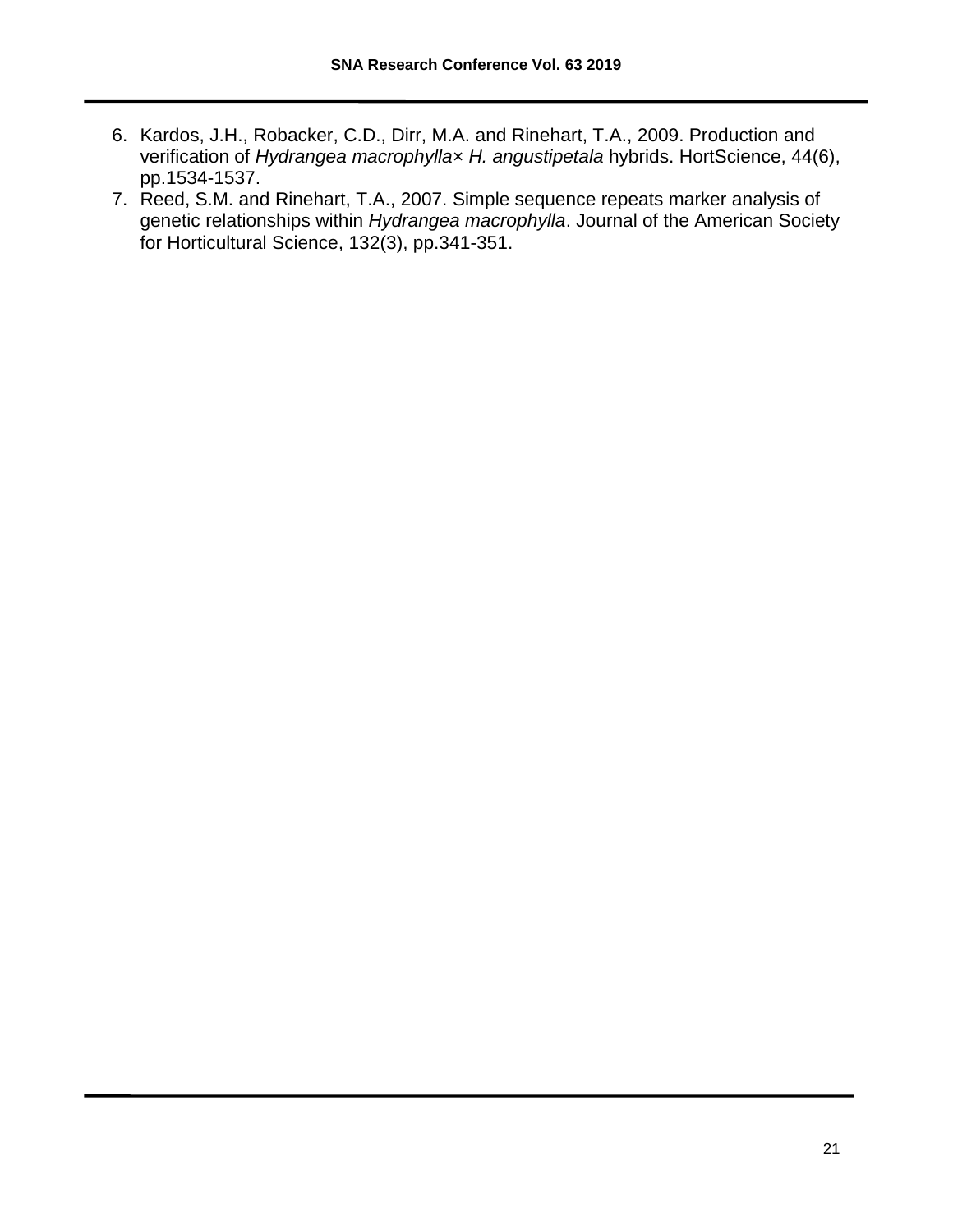6. Kardos, J.H., Robacker, C.D., Dirr, M.A. and Rinehart, T.A., 2009. Production and verification of *Hydrangea macrophylla*× *H. angustipetala* hybrids. HortScience, 44(6), pp.1534-1537.
7. Reed, S.M. and Rinehart, T.A., 2007. Simple sequence repeats marker analysis of genetic relationships within *Hydrangea macrophylla*. Journal of the American Society for Horticultural Science, 132(3), pp.341-351.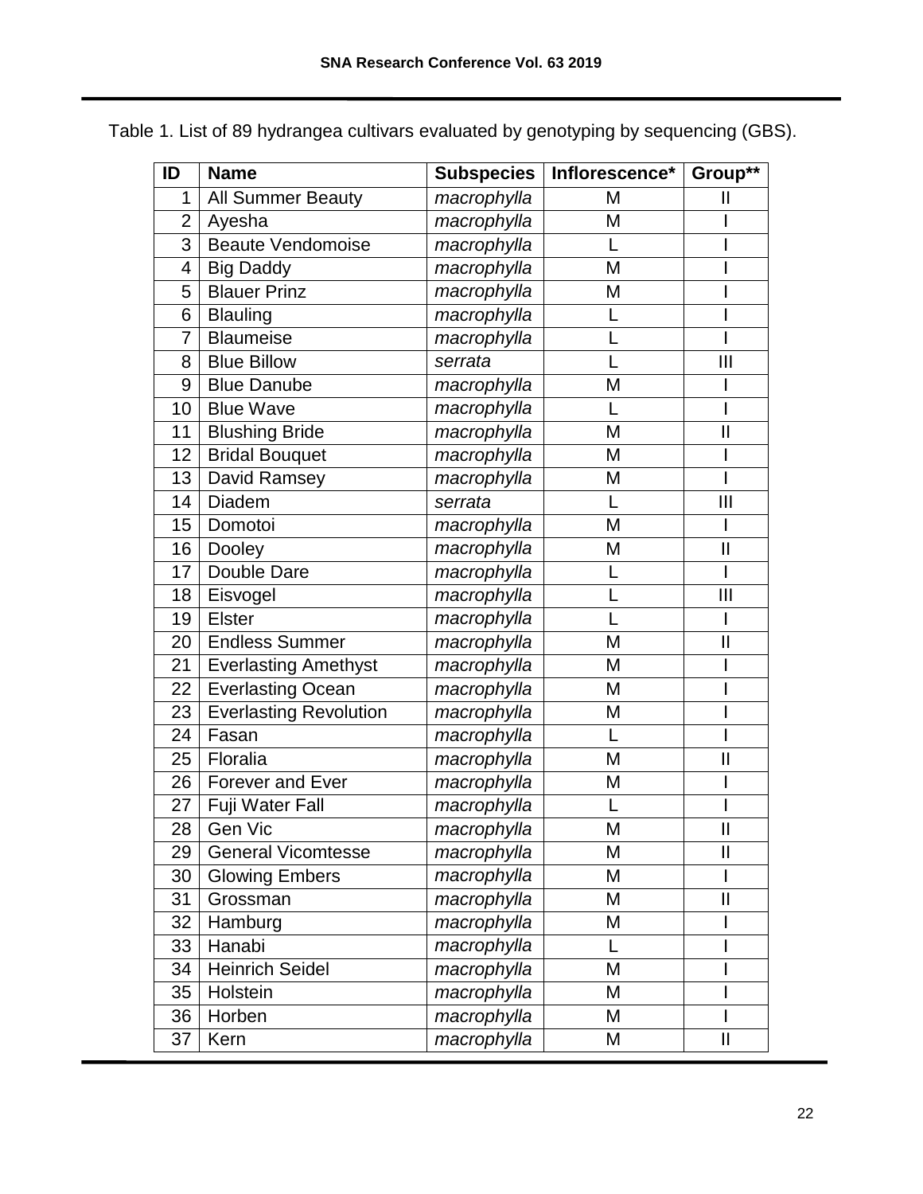Table 1. List of 89 hydrangea cultivars evaluated by genotyping by sequencing (GBS).

| ID | Name | Subspecies | Inflorescence* | Group** |
|---|---|---|---|---|
| 1 | All Summer Beauty | *macrophylla* | M | II |
| 2 | Ayesha | *macrophylla* | M | I |
| 3 | Beaute Vendomoise | *macrophylla* | L | I |
| 4 | Big Daddy | *macrophylla* | M | I |
| 5 | Blauer Prinz | *macrophylla* | M | I |
| 6 | Blauling | *macrophylla* | L | I |
| 7 | Blaumeise | *macrophylla* | L | I |
| 8 | Blue Billow | *serrata* | L | III |
| 9 | Blue Danube | *macrophylla* | M | I |
| 10 | Blue Wave | *macrophylla* | L | I |
| 11 | Blushing Bride | *macrophylla* | M | II |
| 12 | Bridal Bouquet | *macrophylla* | M | I |
| 13 | David Ramsey | *macrophylla* | M | I |
| 14 | Diadem | *serrata* | L | III |
| 15 | Domotoi | *macrophylla* | M | I |
| 16 | Dooley | *macrophylla* | M | II |
| 17 | Double Dare | *macrophylla* | L | I |
| 18 | Eisvogel | *macrophylla* | L | III |
| 19 | Elster | *macrophylla* | L | I |
| 20 | Endless Summer | *macrophylla* | M | II |
| 21 | Everlasting Amethyst | *macrophylla* | M | I |
| 22 | Everlasting Ocean | *macrophylla* | M | I |
| 23 | Everlasting Revolution | *macrophylla* | M | I |
| 24 | Fasan | *macrophylla* | L | I |
| 25 | Floralia | *macrophylla* | M | II |
| 26 | Forever and Ever | *macrophylla* | M | I |
| 27 | Fuji Water Fall | *macrophylla* | L | I |
| 28 | Gen Vic | *macrophylla* | M | II |
| 29 | General Vicomtesse | *macrophylla* | M | II |
| 30 | Glowing Embers | *macrophylla* | M | I |
| 31 | Grossman | *macrophylla* | M | II |
| 32 | Hamburg | *macrophylla* | M | I |
| 33 | Hanabi | *macrophylla* | L | I |
| 34 | Heinrich Seidel | *macrophylla* | M | I |
| 35 | Holstein | *macrophylla* | M | I |
| 36 | Horben | *macrophylla* | M | I |
| 37 | Kern | *macrophylla* | M | II |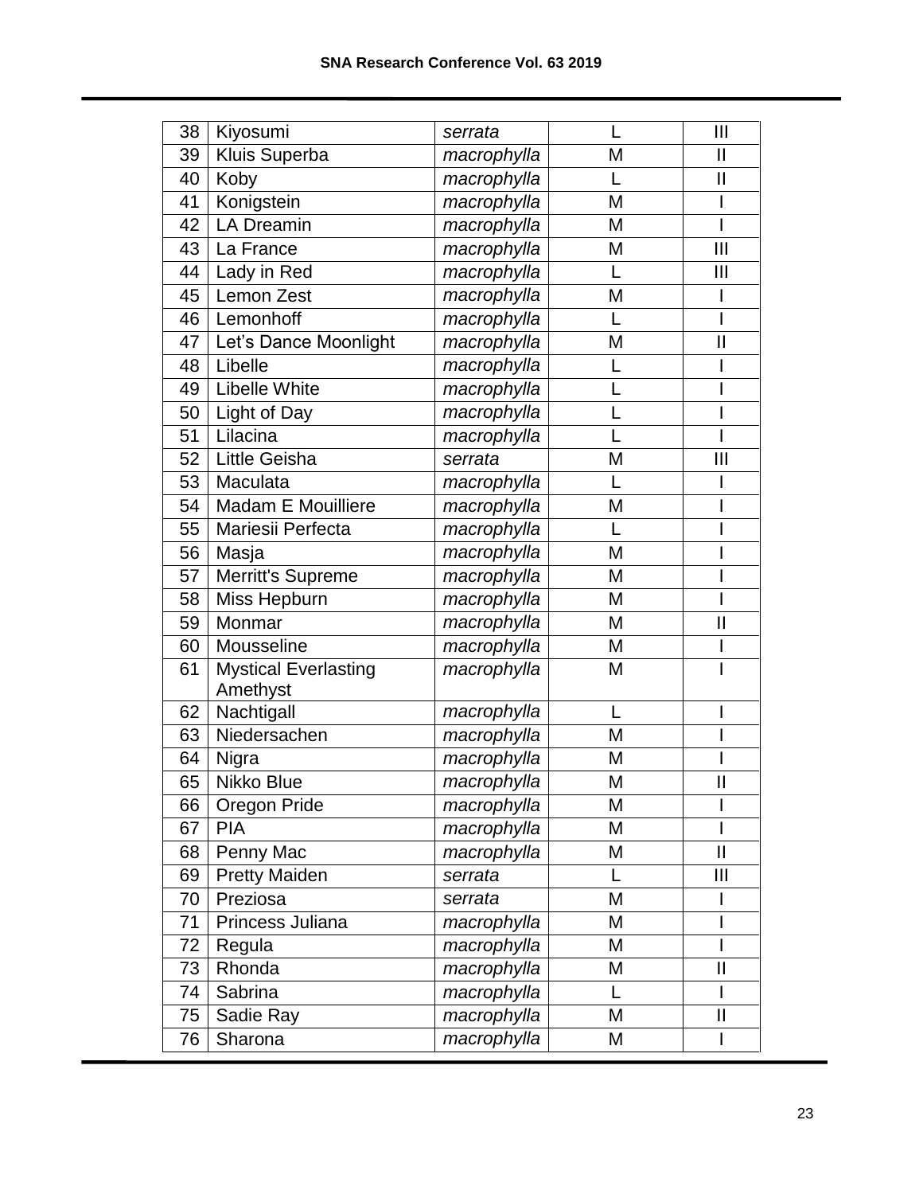| 38 | Kiyosumi | *serrata* | L | III |
|---|---|---|---|---|
| 39 | Kluis Superba | *macrophylla* | M | II |
| 40 | Koby | *macrophylla* | L | II |
| 41 | Konigstein | *macrophylla* | M | I |
| 42 | LA Dreamin | *macrophylla* | M | I |
| 43 | La France | *macrophylla* | M | III |
| 44 | Lady in Red | *macrophylla* | L | III |
| 45 | Lemon Zest | *macrophylla* | M | I |
| 46 | Lemonhoff | *macrophylla* | L | I |
| 47 | Let's Dance Moonlight | *macrophylla* | M | II |
| 48 | Libelle | *macrophylla* | L | I |
| 49 | Libelle White | *macrophylla* | L | I |
| 50 | Light of Day | *macrophylla* | L | I |
| 51 | Lilacina | *macrophylla* | L | I |
| 52 | Little Geisha | *serrata* | M | III |
| 53 | Maculata | *macrophylla* | L | I |
| 54 | Madam E Mouilliere | *macrophylla* | M | I |
| 55 | Mariesii Perfecta | *macrophylla* | L | I |
| 56 | Masja | *macrophylla* | M | I |
| 57 | Merritt's Supreme | *macrophylla* | M | I |
| 58 | Miss Hepburn | *macrophylla* | M | I |
| 59 | Monmar | *macrophylla* | M | II |
| 60 | Mousseline | *macrophylla* | M | I |
| 61 | Mystical Everlasting Amethyst | *macrophylla* | M | I |
| 62 | Nachtigall | *macrophylla* | L | I |
| 63 | Niedersachen | *macrophylla* | M | I |
| 64 | Nigra | *macrophylla* | M | I |
| 65 | Nikko Blue | *macrophylla* | M | II |
| 66 | Oregon Pride | *macrophylla* | M | I |
| 67 | PIA | *macrophylla* | M | I |
| 68 | Penny Mac | *macrophylla* | M | II |
| 69 | Pretty Maiden | *serrata* | L | III |
| 70 | Preziosa | *serrata* | M | I |
| 71 | Princess Juliana | *macrophylla* | M | I |
| 72 | Regula | *macrophylla* | M | I |
| 73 | Rhonda | *macrophylla* | M | II |
| 74 | Sabrina | *macrophylla* | L | I |
| 75 | Sadie Ray | *macrophylla* | M | II |
| 76 | Sharona | *macrophylla* | M | I |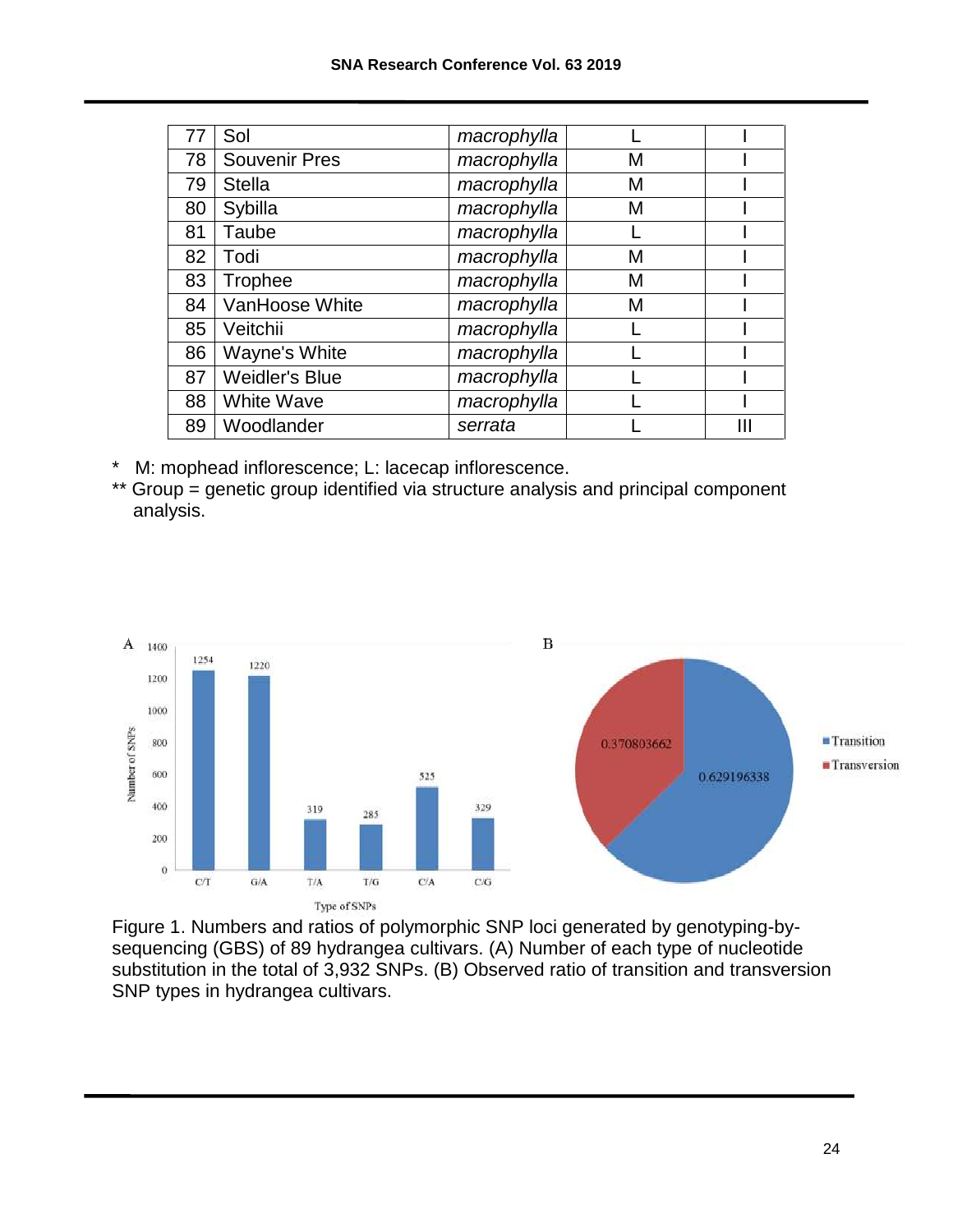| 77 | Sol | *macrophylla* | L | I |
|---|---|---|---|---|
| 78 | Souvenir Pres | *macrophylla* | M | I |
| 79 | Stella | *macrophylla* | M | I |
| 80 | Sybilla | *macrophylla* | M | I |
| 81 | Taube | *macrophylla* | L | I |
| 82 | Todi | *macrophylla* | M | I |
| 83 | Trophee | *macrophylla* | M | I |
| 84 | VanHoose White | *macrophylla* | M | I |
| 85 | Veitchii | *macrophylla* | L | I |
| 86 | Wayne's White | *macrophylla* | L | I |
| 87 | Weidler's Blue | *macrophylla* | L | I |
| 88 | White Wave | *macrophylla* | L | I |
| 89 | Woodlander | *serrata* | L | III |

* M: mophead inflorescence; L: lacecap inflorescence.
** Group = genetic group identified via structure analysis and principal component analysis.

Figure 1. Numbers and ratios of polymorphic SNP loci generated by genotyping-by-sequencing (GBS) of 89 hydrangea cultivars. (A) Number of each type of nucleotide substitution in the total of 3,932 SNPs. (B) Observed ratio of transition and transversion SNP types in hydrangea cultivars.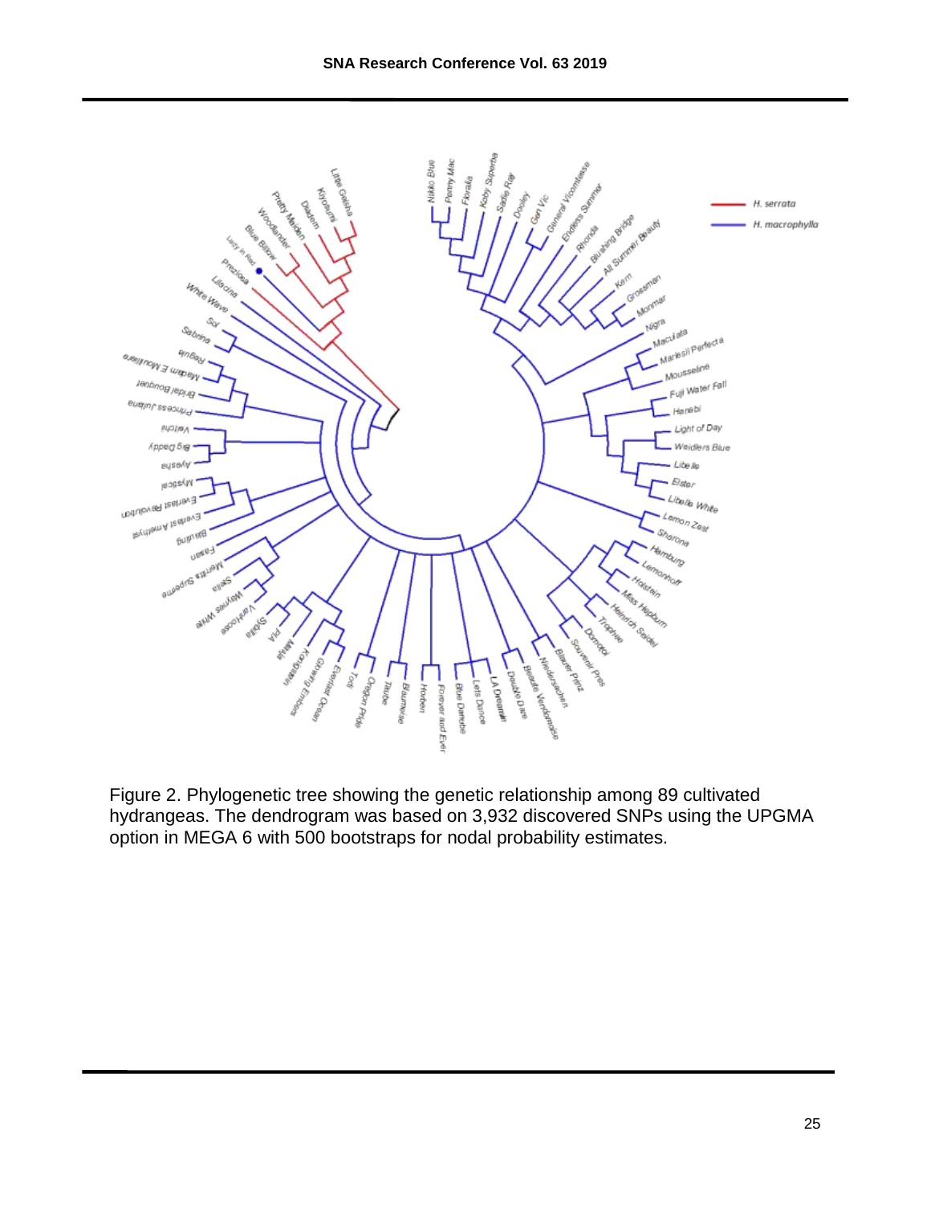Figure 2. Phylogenetic tree showing the genetic relationship among 89 cultivated hydrangeas. The dendrogram was based on 3,932 discovered SNPs using the UPGMA option in MEGA 6 with 500 bootstraps for nodal probability estimates.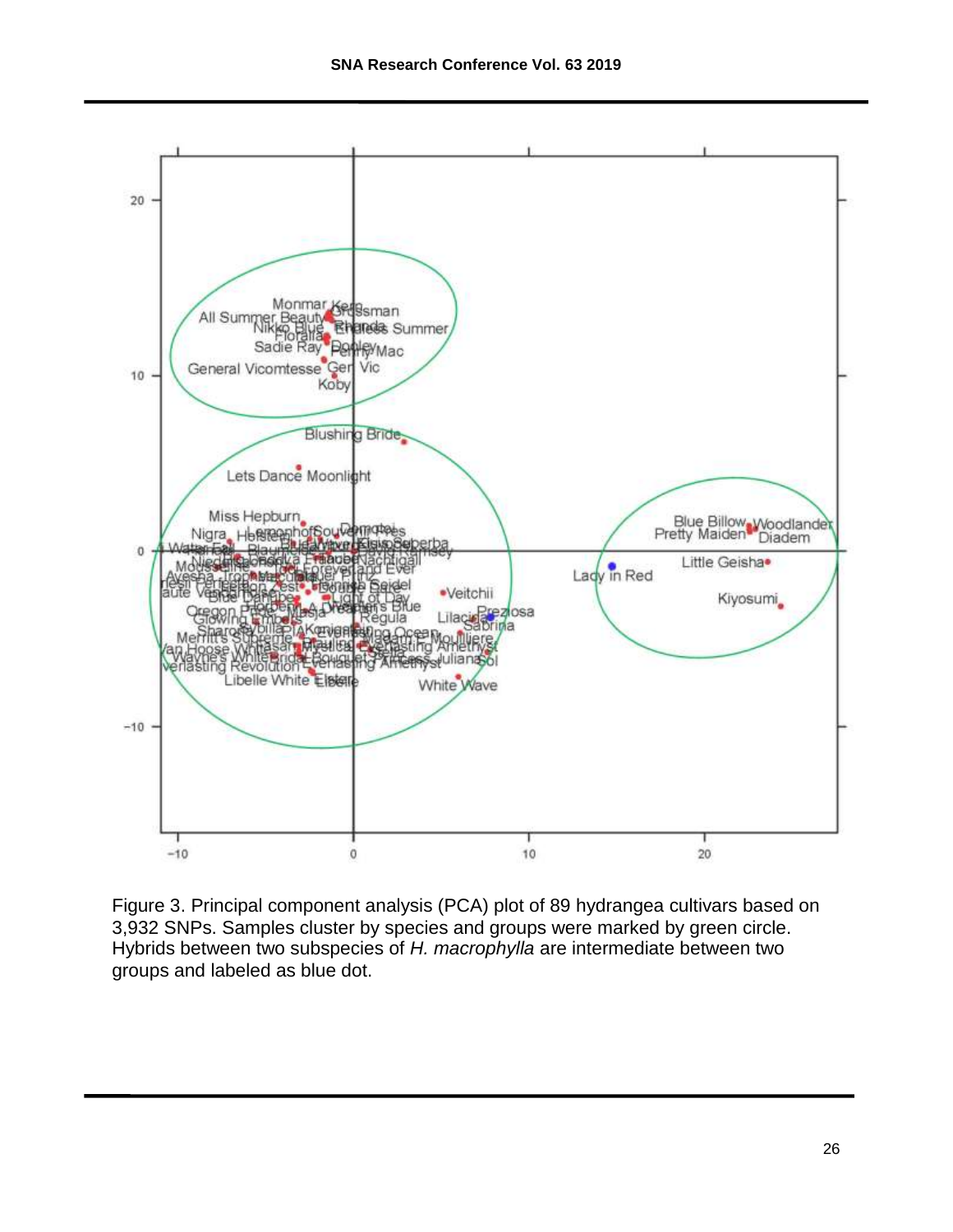Figure 3. Principal component analysis (PCA) plot of 89 hydrangea cultivars based on 3,932 SNPs. Samples cluster by species and groups were marked by green circle. Hybrids between two subspecies of *H. macrophylla* are intermediate between two groups and labeled as blue dot.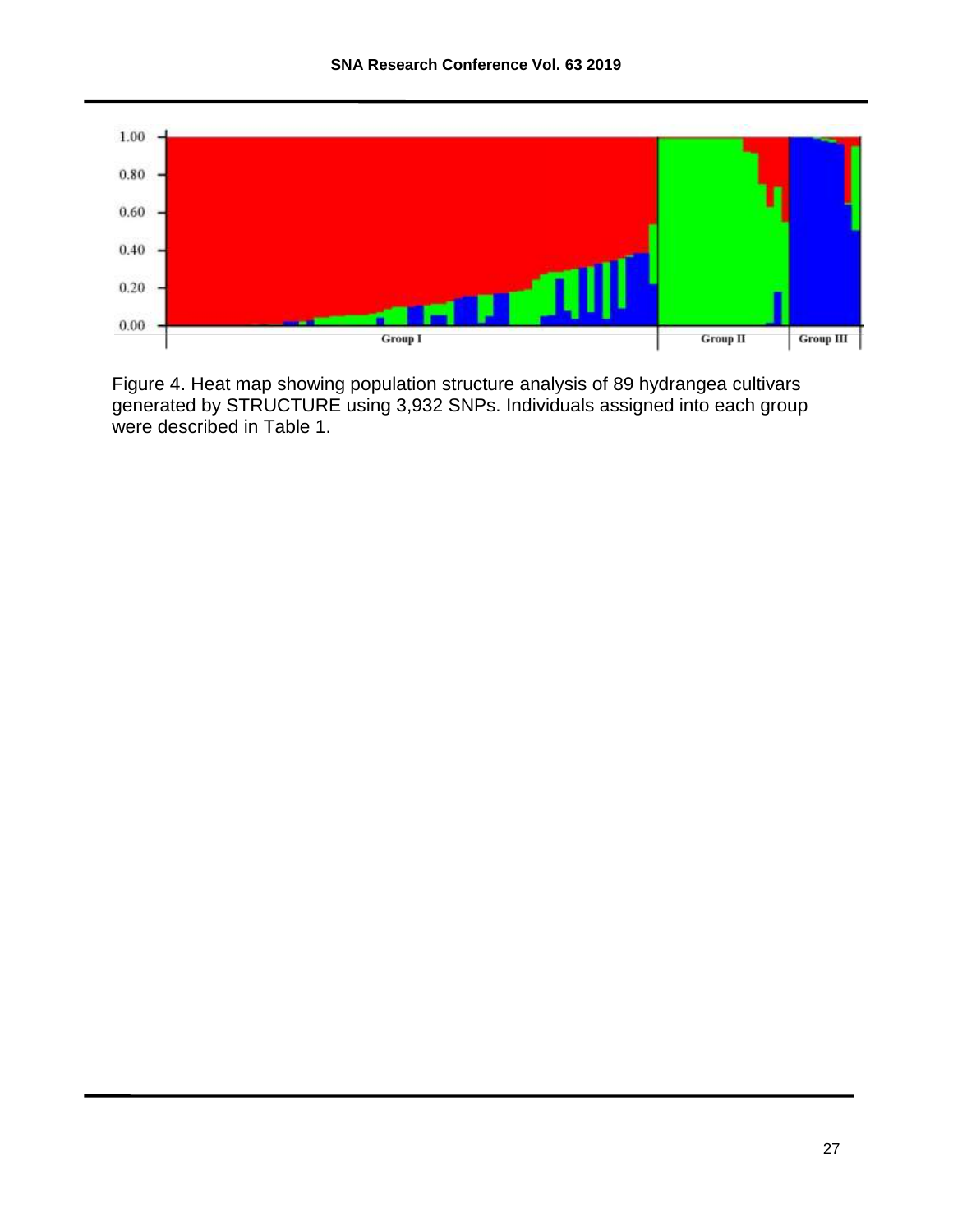1.00
0.80
0.60
0.40
0.20
0.00

Group I
Group II
Group III

Figure 4. Heat map showing population structure analysis of 89 hydrangea cultivars generated by STRUCTURE using 3,932 SNPs. Individuals assigned into each group were described in Table 1.